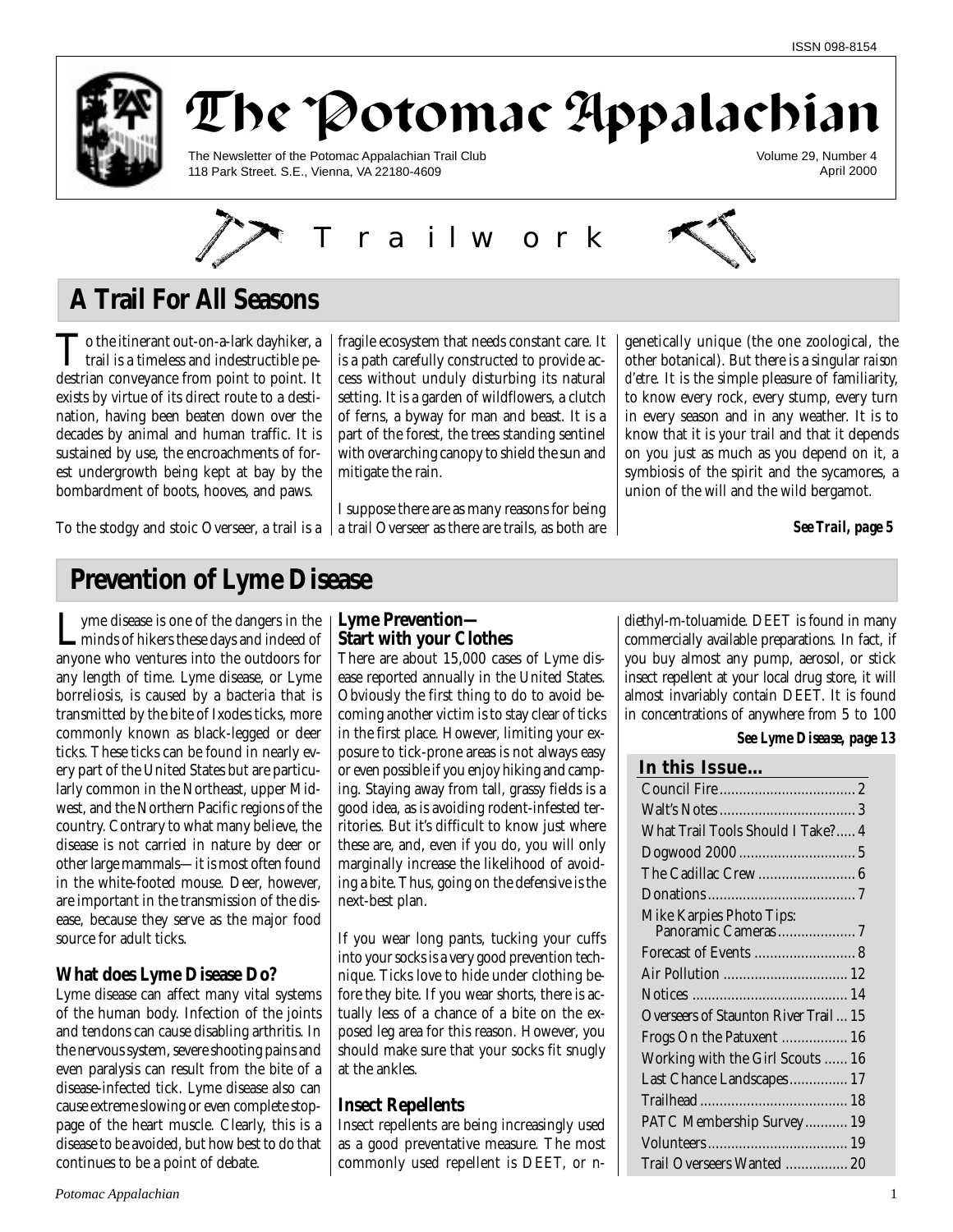ISSN 098-8154

# The Potomac Appalachian

The Newsletter of the Potomac Appalachian Trail Club
118 Park Street. S.E., Vienna, VA 22180-4609

Volume 29, Number 4
April 2000

T r a i l w o r k

## A Trail For All Seasons

To the itinerant out-on-a-lark dayhiker, a trail is a timeless and indestructible pedestrian conveyance from point to point. It exists by virtue of its direct route to a destination, having been beaten down over the decades by animal and human traffic. It is sustained by use, the encroachments of forest undergrowth being kept at bay by the bombardment of boots, hooves, and paws.

To the stodgy and stoic Overseer, a trail is a fragile ecosystem that needs constant care. It is a path carefully constructed to provide access without unduly disturbing its natural setting. It is a garden of wildflowers, a clutch of ferns, a byway for man and beast. It is a part of the forest, the trees standing sentinel with overarching canopy to shield the sun and mitigate the rain.

I suppose there are as many reasons for being a trail Overseer as there are trails, as both are genetically unique (the one zoological, the other botanical). But there is a singular *raison d'etre.* It is the simple pleasure of familiarity, to know every rock, every stump, every turn in every season and in any weather. It is to know that it is your trail and that it depends on you just as much as you depend on it, a symbiosis of the spirit and the sycamores, a union of the will and the wild bergamot.

***See Trail, page 5***

## Prevention of Lyme Disease

Lyme disease is one of the dangers in the minds of hikers these days and indeed of anyone who ventures into the outdoors for any length of time. Lyme disease, or Lyme borreliosis, is caused by a bacteria that is transmitted by the bite of Ixodes ticks, more commonly known as black-legged or deer ticks. These ticks can be found in nearly every part of the United States but are particularly common in the Northeast, upper Midwest, and the Northern Pacific regions of the country. Contrary to what many believe, the disease is not carried in nature by deer or other large mammals—it is most often found in the white-footed mouse. Deer, however, are important in the transmission of the disease, because they serve as the major food source for adult ticks.

### What does Lyme Disease Do?

Lyme disease can affect many vital systems of the human body. Infection of the joints and tendons can cause disabling arthritis. In the nervous system, severe shooting pains and even paralysis can result from the bite of a disease-infected tick. Lyme disease also can cause extreme slowing or even complete stoppage of the heart muscle. Clearly, this is a disease to be avoided, but how best to do that continues to be a point of debate.

### Lyme Prevention—Start with your Clothes

There are about 15,000 cases of Lyme disease reported annually in the United States. Obviously the first thing to do to avoid becoming another victim is to stay clear of ticks in the first place. However, limiting your exposure to tick-prone areas is not always easy or even possible if you enjoy hiking and camping. Staying away from tall, grassy fields is a good idea, as is avoiding rodent-infested territories. But it's difficult to know just where these are, and, even if you do, you will only marginally increase the likelihood of avoiding a bite. Thus, going on the defensive is the next-best plan.

If you wear long pants, tucking your cuffs into your socks is a very good prevention technique. Ticks love to hide under clothing before they bite. If you wear shorts, there is actually less of a chance of a bite on the exposed leg area for this reason. However, you should make sure that your socks fit snugly at the ankles.

### Insect Repellents

Insect repellents are being increasingly used as a good preventative measure. The most commonly used repellent is DEET, or n-diethyl-m-toluamide. DEET is found in many commercially available preparations. In fact, if you buy almost any pump, aerosol, or stick insect repellent at your local drug store, it will almost invariably contain DEET. It is found in concentrations of anywhere from 5 to 100

***See Lyme Disease, page 13***

### In this Issue...

| | |
|---|---|
| Council Fire | 2 |
| Walt's Notes | 3 |
| What Trail Tools Should I Take? | 4 |
| Dogwood 2000 | 5 |
| The Cadillac Crew | 6 |
| Donations | 7 |
| Mike Karpies Photo Tips: Panoramic Cameras | 7 |
| Forecast of Events | 8 |
| Air Pollution | 12 |
| Notices | 14 |
| Overseers of Staunton River Trail | 15 |
| Frogs On the Patuxent | 16 |
| Working with the Girl Scouts | 16 |
| Last Chance Landscapes | 17 |
| Trailhead | 18 |
| PATC Membership Survey | 19 |
| Volunteers | 19 |
| Trail Overseers Wanted | 20 |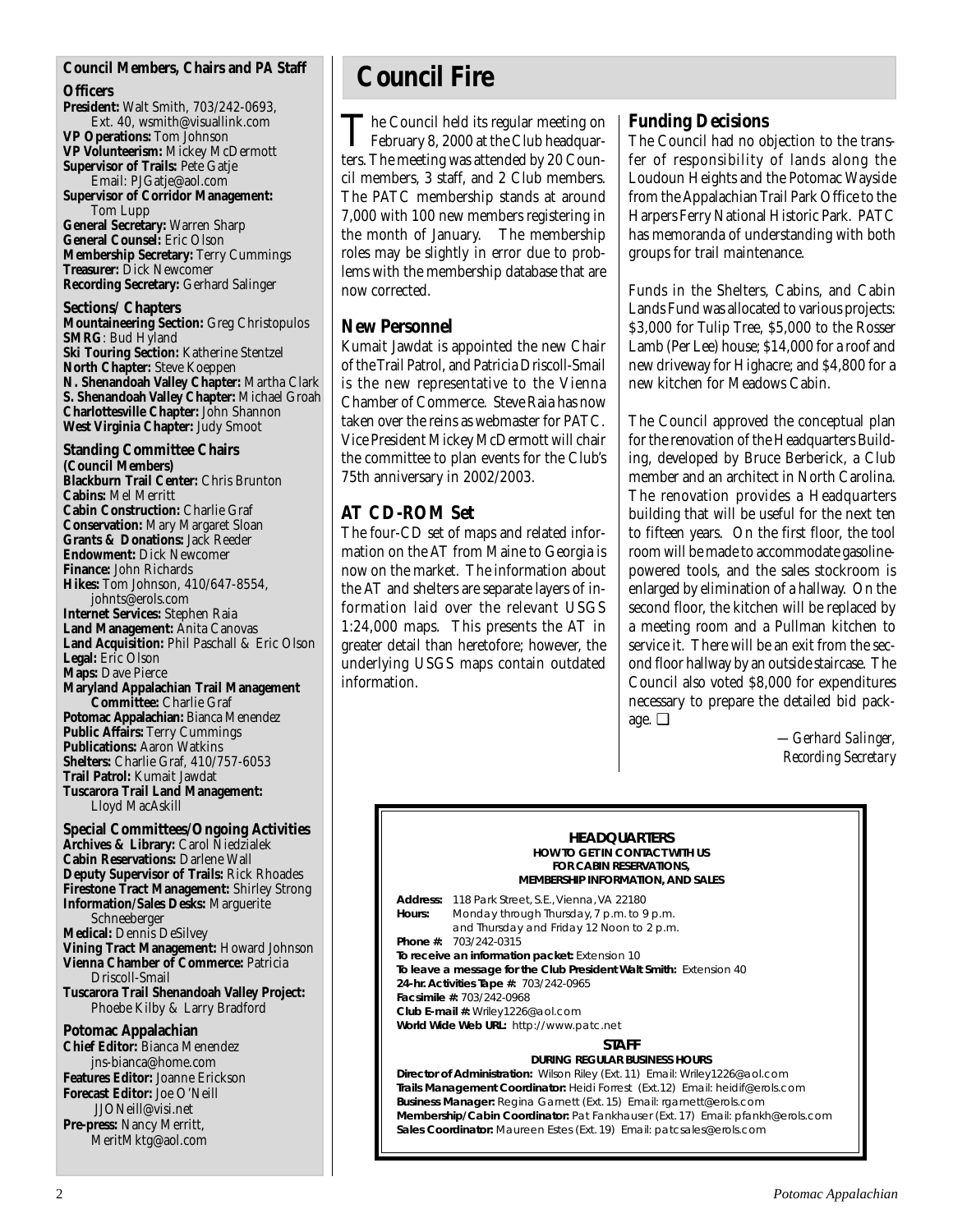## Council Members, Chairs and PA Staff

### Officers

**President:** Walt Smith, 703/242-0693, Ext. 40, wsmith@visuallink.com
**VP Operations:** Tom Johnson
**VP Volunteerism:** Mickey McDermott
**Supervisor of Trails:** Pete Gatje Email: PJGatje@aol.com
**Supervisor of Corridor Management:** Tom Lupp
**General Secretary:** Warren Sharp
**General Counsel:** Eric Olson
**Membership Secretary:** Terry Cummings
**Treasurer:** Dick Newcomer
**Recording Secretary:** Gerhard Salinger

### Sections/ Chapters

**Mountaineering Section:** Greg Christopulos
**SMRG**: Bud Hyland
**Ski Touring Section:** Katherine Stentzel
**North Chapter:** Steve Koeppen
**N. Shenandoah Valley Chapter:** Martha Clark
**S. Shenandoah Valley Chapter:** Michael Groah
**Charlottesville Chapter:** John Shannon
**West Virginia Chapter:** Judy Smoot

### Standing Committee Chairs (Council Members)

**Blackburn Trail Center:** Chris Brunton
**Cabins:** Mel Merritt
**Cabin Construction:** Charlie Graf
**Conservation:** Mary Margaret Sloan
**Grants & Donations:** Jack Reeder
**Endowment:** Dick Newcomer
**Finance:** John Richards
**Hikes:** Tom Johnson, 410/647-8554, johnts@erols.com
**Internet Services:** Stephen Raia
**Land Management:** Anita Canovas
**Land Acquisition:** Phil Paschall & Eric Olson
**Legal:** Eric Olson
**Maps:** Dave Pierce
**Maryland Appalachian Trail Management Committee:** Charlie Graf
**Potomac Appalachian:** Bianca Menendez
**Public Affairs:** Terry Cummings
**Publications:** Aaron Watkins
**Shelters:** Charlie Graf, 410/757-6053
**Trail Patrol:** Kumait Jawdat
**Tuscarora Trail Land Management:** Lloyd MacAskill

### Special Committees/Ongoing Activities

**Archives & Library:** Carol Niedzialek
**Cabin Reservations:** Darlene Wall
**Deputy Supervisor of Trails:** Rick Rhoades
**Firestone Tract Management:** Shirley Strong
**Information/Sales Desks:** Marguerite Schneeberger
**Medical:** Dennis DeSilvey
**Vining Tract Management:** Howard Johnson
**Vienna Chamber of Commerce:** Patricia Driscoll-Smail
**Tuscarora Trail Shenandoah Valley Project:** Phoebe Kilby & Larry Bradford

### Potomac Appalachian

**Chief Editor:** Bianca Menendez jns-bianca@home.com
**Features Editor:** Joanne Erickson
**Forecast Editor:** Joe O'Neill JJONeill@visi.net
**Pre-press:** Nancy Merritt, MeritMktg@aol.com

# Council Fire

The Council held its regular meeting on February 8, 2000 at the Club headquarters. The meeting was attended by 20 Council members, 3 staff, and 2 Club members. The PATC membership stands at around 7,000 with 100 new members registering in the month of January. The membership roles may be slightly in error due to problems with the membership database that are now corrected.

## New Personnel

Kumait Jawdat is appointed the new Chair of the Trail Patrol, and Patricia Driscoll-Smail is the new representative to the Vienna Chamber of Commerce. Steve Raia has now taken over the reins as webmaster for PATC. Vice President Mickey McDermott will chair the committee to plan events for the Club's 75th anniversary in 2002/2003.

## AT CD-ROM Set

The four-CD set of maps and related information on the AT from Maine to Georgia is now on the market. The information about the AT and shelters are separate layers of information laid over the relevant USGS 1:24,000 maps. This presents the AT in greater detail than heretofore; however, the underlying USGS maps contain outdated information.

## Funding Decisions

The Council had no objection to the transfer of responsibility of lands along the Loudoun Heights and the Potomac Wayside from the Appalachian Trail Park Office to the Harpers Ferry National Historic Park. PATC has memoranda of understanding with both groups for trail maintenance.

Funds in the Shelters, Cabins, and Cabin Lands Fund was allocated to various projects: $3,000 for Tulip Tree, $5,000 to the Rosser Lamb (Per Lee) house; $14,000 for a roof and new driveway for Highacre; and $4,800 for a new kitchen for Meadows Cabin.

The Council approved the conceptual plan for the renovation of the Headquarters Building, developed by Bruce Berberick, a Club member and an architect in North Carolina. The renovation provides a Headquarters building that will be useful for the next ten to fifteen years. On the first floor, the tool room will be made to accommodate gasoline-powered tools, and the sales stockroom is enlarged by elimination of a hallway. On the second floor, the kitchen will be replaced by a meeting room and a Pullman kitchen to service it. There will be an exit from the second floor hallway by an outside staircase. The Council also voted $8,000 for expenditures necessary to prepare the detailed bid package. ❑

*—Gerhard Salinger, Recording Secretary*

---

**HEADQUARTERS**
**HOW TO GET IN CONTACT WITH US FOR CABIN RESERVATIONS, MEMBERSHIP INFORMATION, AND SALES**

**Address:** 118 Park Street, S.E., Vienna, VA 22180
**Hours:** Monday through Thursday, 7 p.m. to 9 p.m. and Thursday and Friday 12 Noon to 2 p.m.
**Phone #:** 703/242-0315
**To receive an information packet:** Extension 10
**To leave a message for the Club President Walt Smith:** Extension 40
**24-hr. Activities Tape #:** 703/242-0965
**Facsimile #:** 703/242-0968
**Club E-mail #:** Wriley1226@aol.com
**World Wide Web URL:** http://www.patc.net

**STAFF**
**DURING REGULAR BUSINESS HOURS**

**Director of Administration:** Wilson Riley (Ext. 11) Email: Wriley1226@aol.com
**Trails Management Coordinator:** Heidi Forrest (Ext.12) Email: heidif@erols.com
**Business Manager:** Regina Garnett (Ext. 15) Email: rgarnett@erols.com
**Membership/Cabin Coordinator:** Pat Fankhauser (Ext. 17) Email: pfankh@erols.com
**Sales Coordinator:** Maureen Estes (Ext. 19) Email: patcsales@erols.com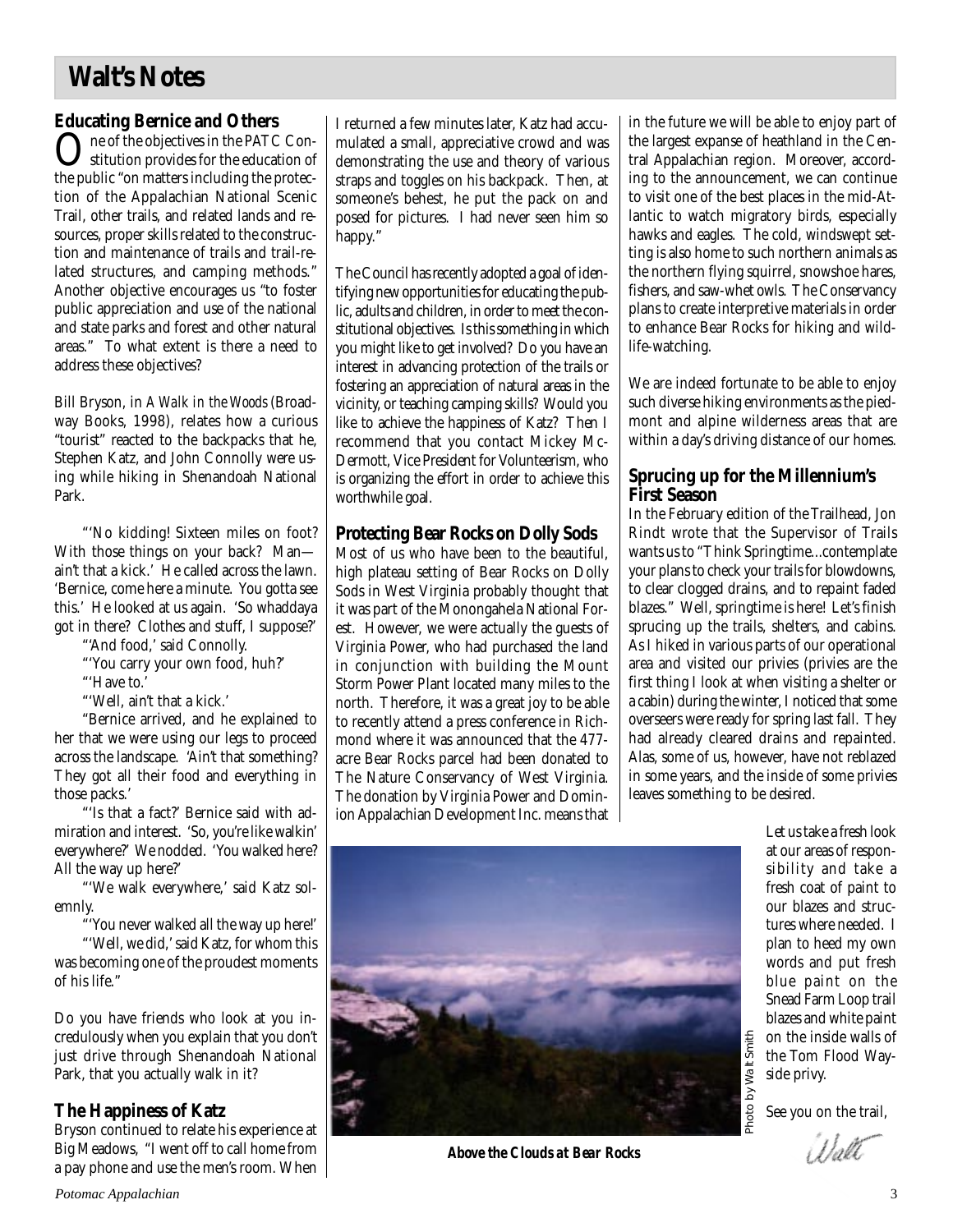# Walt's Notes

## Educating Bernice and Others

One of the objectives in the PATC Constitution provides for the education of the public "on matters including the protection of the Appalachian National Scenic Trail, other trails, and related lands and resources, proper skills related to the construction and maintenance of trails and trail-related structures, and camping methods." Another objective encourages us "to foster public appreciation and use of the national and state parks and forest and other natural areas." To what extent is there a need to address these objectives?

Bill Bryson, in *A Walk in the Woods* (Broadway Books, 1998), relates how a curious "tourist" reacted to the backpacks that he, Stephen Katz, and John Connolly were using while hiking in Shenandoah National Park.

"'No kidding! Sixteen miles on foot? With those things on your back? Man—ain't that a kick.' He called across the lawn. 'Bernice, come here a minute. You gotta see this.' He looked at us again. 'So whaddaya got in there? Clothes and stuff, I suppose?'

"'And food,' said Connolly.

"'You carry your own food, huh?'

"'Have to.'

"'Well, ain't that a kick.'

"Bernice arrived, and he explained to her that we were using our legs to proceed across the landscape. 'Ain't that something? They got all their food and everything in those packs.'

"'Is that a fact?' Bernice said with admiration and interest. 'So, you're like walkin' everywhere?' We nodded. 'You walked here? All the way up here?'

"'We walk everywhere,' said Katz solemnly.

"'You never walked all the way up here!'

"'Well, we did,' said Katz, for whom this was becoming one of the proudest moments of his life."

Do you have friends who look at you incredulously when you explain that you don't just drive through Shenandoah National Park, that you actually walk in it?

## The Happiness of Katz

Bryson continued to relate his experience at Big Meadows, "I went off to call home from a pay phone and use the men's room. When I returned a few minutes later, Katz had accumulated a small, appreciative crowd and was demonstrating the use and theory of various straps and toggles on his backpack. Then, at someone's behest, he put the pack on and posed for pictures. I had never seen him so happy."

The Council has recently adopted a goal of identifying new opportunities for educating the public, adults and children, in order to meet the constitutional objectives. Is this something in which you might like to get involved? Do you have an interest in advancing protection of the trails or fostering an appreciation of natural areas in the vicinity, or teaching camping skills? Would you like to achieve the happiness of Katz? Then I recommend that you contact Mickey McDermott, Vice President for Volunteerism, who is organizing the effort in order to achieve this worthwhile goal.

## Protecting Bear Rocks on Dolly Sods

Most of us who have been to the beautiful, high plateau setting of Bear Rocks on Dolly Sods in West Virginia probably thought that it was part of the Monongahela National Forest. However, we were actually the guests of Virginia Power, who had purchased the land in conjunction with building the Mount Storm Power Plant located many miles to the north. Therefore, it was a great joy to be able to recently attend a press conference in Richmond where it was announced that the 477-acre Bear Rocks parcel had been donated to The Nature Conservancy of West Virginia. The donation by Virginia Power and Dominion Appalachian Development Inc. means that in the future we will be able to enjoy part of the largest expanse of heathland in the Central Appalachian region. Moreover, according to the announcement, we can continue to visit one of the best places in the mid-Atlantic to watch migratory birds, especially hawks and eagles. The cold, windswept setting is also home to such northern animals as the northern flying squirrel, snowshoe hares, fishers, and saw-whet owls. The Conservancy plans to create interpretive materials in order to enhance Bear Rocks for hiking and wildlife-watching.

We are indeed fortunate to be able to enjoy such diverse hiking environments as the piedmont and alpine wilderness areas that are within a day's driving distance of our homes.

## Sprucing up for the Millennium's First Season

In the February edition of the Trailhead, Jon Rindt wrote that the Supervisor of Trails wants us to "Think Springtime...contemplate your plans to check your trails for blowdowns, to clear clogged drains, and to repaint faded blazes." Well, springtime is here! Let's finish sprucing up the trails, shelters, and cabins. As I hiked in various parts of our operational area and visited our privies (privies are the first thing I look at when visiting a shelter or a cabin) during the winter, I noticed that some overseers were ready for spring last fall. They had already cleared drains and repainted. Alas, some of us, however, have not reblazed in some years, and the inside of some privies leaves something to be desired.

Photo by Walt Smith

***Above the Clouds at Bear Rocks***

Let us take a fresh look at our areas of responsibility and take a fresh coat of paint to our blazes and structures where needed. I plan to heed my own words and put fresh blue paint on the Snead Farm Loop trail blazes and white paint on the inside walls of the Tom Flood Wayside privy.

See you on the trail,

Walt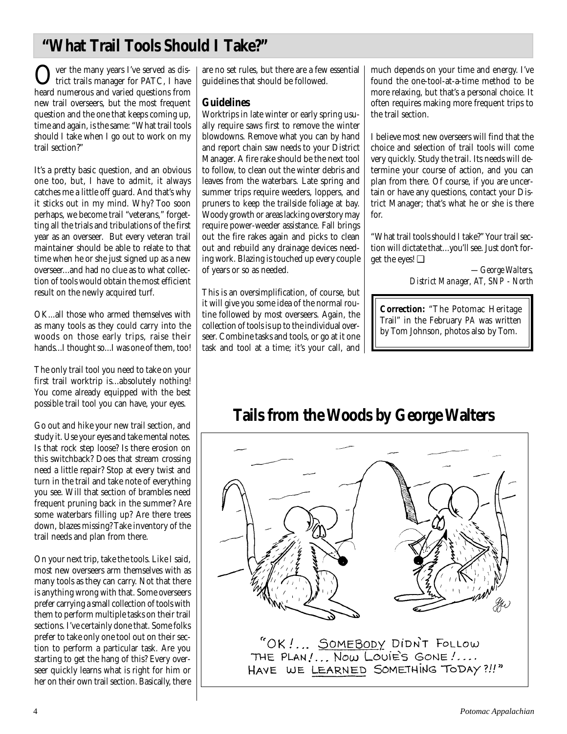# "What Trail Tools Should I Take?"

Over the many years I've served as district trails manager for PATC, I have heard numerous and varied questions from new trail overseers, but the most frequent question and the one that keeps coming up, time and again, is the same: "What trail tools should I take when I go out to work on my trail section?"

It's a pretty basic question, and an obvious one too, but, I have to admit, it always catches me a little off guard. And that's why it sticks out in my mind. Why? Too soon perhaps, we become trail "veterans," forgetting all the trials and tribulations of the first year as an overseer. But every veteran trail maintainer should be able to relate to that time when he or she just signed up as a new overseer...and had no clue as to what collection of tools would obtain the most efficient result on the newly acquired turf.

OK...all those who armed themselves with as many tools as they could carry into the woods on those early trips, raise their hands...I thought so...I was one of them, too!

The only trail tool you need to take on your first trail worktrip is...absolutely nothing! You come already equipped with the best possible trail tool you can have, your eyes.

Go out and hike your new trail section, and study it. Use your eyes and take mental notes. Is that rock step loose? Is there erosion on this switchback? Does that stream crossing need a little repair? Stop at every twist and turn in the trail and take note of everything you see. Will that section of brambles need frequent pruning back in the summer? Are some waterbars filling up? Are there trees down, blazes missing? Take inventory of the trail needs and plan from there.

On your next trip, take the tools. Like I said, most new overseers arm themselves with as many tools as they can carry. Not that there is anything wrong with that. Some overseers prefer carrying a small collection of tools with them to perform multiple tasks on their trail sections. I've certainly done that. Some folks prefer to take only one tool out on their section to perform a particular task. Are you starting to get the hang of this? Every overseer quickly learns what is right for him or her on their own trail section. Basically, there are no set rules, but there are a few essential guidelines that should be followed.

## Guidelines

Worktrips in late winter or early spring usually require saws first to remove the winter blowdowns. Remove what you can by hand and report chain saw needs to your District Manager. A fire rake should be the next tool to follow, to clean out the winter debris and leaves from the waterbars. Late spring and summer trips require weeders, loppers, and pruners to keep the trailside foliage at bay. Woody growth or areas lacking overstory may require power-weeder assistance. Fall brings out the fire rakes again and picks to clean out and rebuild any drainage devices needing work. Blazing is touched up every couple of years or so as needed.

This is an oversimplification, of course, but it will give you some idea of the normal routine followed by most overseers. Again, the collection of tools is up to the individual overseer. Combine tasks and tools, or go at it one task and tool at a time; it's your call, and much depends on your time and energy. I've found the one-tool-at-a-time method to be more relaxing, but that's a personal choice. It often requires making more frequent trips to the trail section.

I believe most new overseers will find that the choice and selection of trail tools will come very quickly. Study the trail. Its needs will determine your course of action, and you can plan from there. Of course, if you are uncertain or have any questions, contact your District Manager; that's what he or she is there for.

"What trail tools should I take?" Your trail section will dictate that...you'll see. Just don't forget the eyes! ❑

*—George Walters, District Manager, AT, SNP - North*

**Correction:** "The Potomac Heritage Trail" in the February *PA* was written by Tom Johnson, photos also by Tom.

# Tails from the Woods by George Walters

"OK!... SOMEBODY DIDN'T FOLLOW THE PLAN!... NOW LOUIE'S GONE!.... HAVE WE LEARNED SOMETHING TODAY?!!"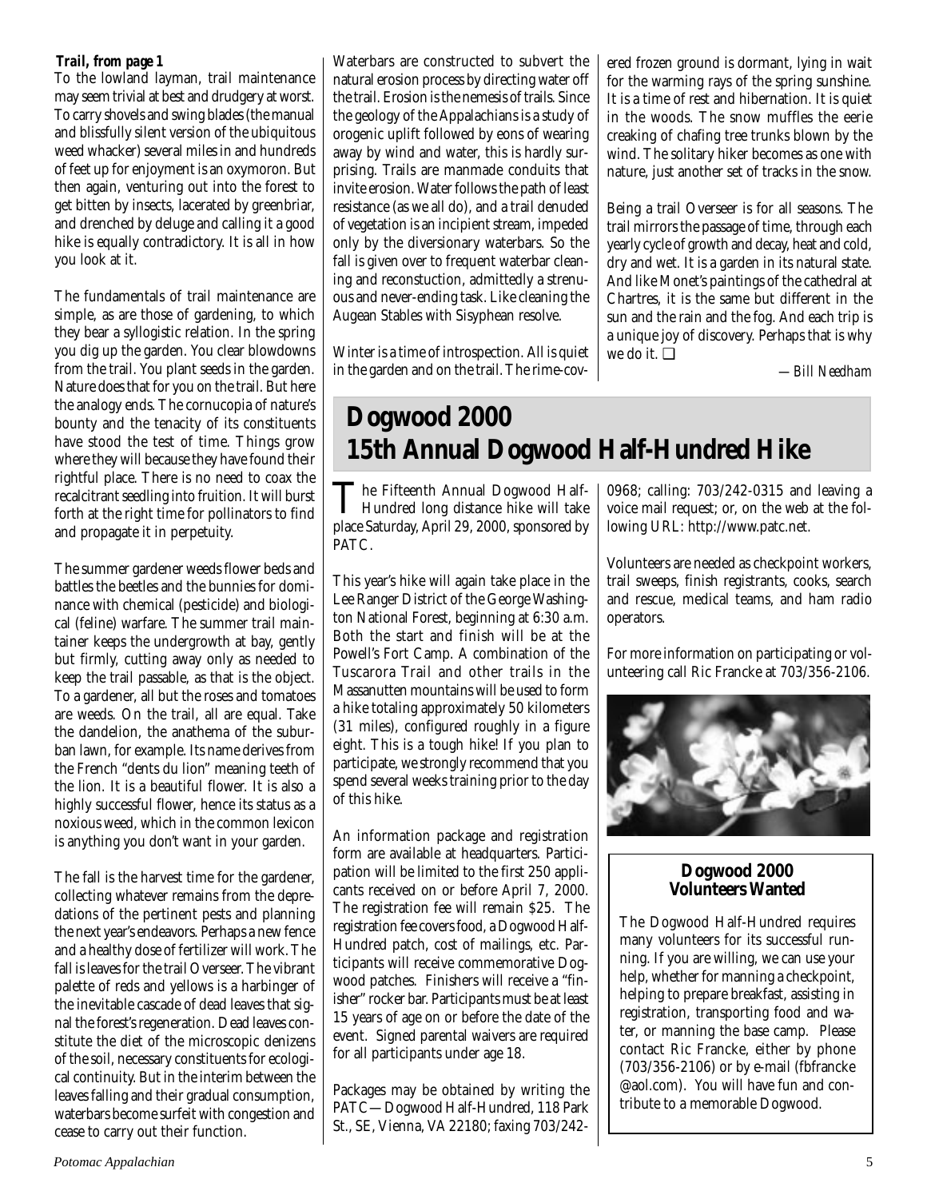**Trail, from page 1**

To the lowland layman, trail maintenance may seem trivial at best and drudgery at worst. To carry shovels and swing blades (the manual and blissfully silent version of the ubiquitous weed whacker) several miles in and hundreds of feet up for enjoyment is an oxymoron. But then again, venturing out into the forest to get bitten by insects, lacerated by greenbriar, and drenched by deluge and calling it a good hike is equally contradictory. It is all in how you look at it.

The fundamentals of trail maintenance are simple, as are those of gardening, to which they bear a syllogistic relation. In the spring you dig up the garden. You clear blowdowns from the trail. You plant seeds in the garden. Nature does that for you on the trail. But here the analogy ends. The cornucopia of nature's bounty and the tenacity of its constituents have stood the test of time. Things grow where they will because they have found their rightful place. There is no need to coax the recalcitrant seedling into fruition. It will burst forth at the right time for pollinators to find and propagate it in perpetuity.

The summer gardener weeds flower beds and battles the beetles and the bunnies for dominance with chemical (pesticide) and biological (feline) warfare. The summer trail maintainer keeps the undergrowth at bay, gently but firmly, cutting away only as needed to keep the trail passable, as that is the object. To a gardener, all but the roses and tomatoes are weeds. On the trail, all are equal. Take the dandelion, the anathema of the suburban lawn, for example. Its name derives from the French "dents du lion" meaning teeth of the lion. It is a beautiful flower. It is also a highly successful flower, hence its status as a noxious weed, which in the common lexicon is anything you don't want in your garden.

The fall is the harvest time for the gardener, collecting whatever remains from the depredations of the pertinent pests and planning the next year's endeavors. Perhaps a new fence and a healthy dose of fertilizer will work. The fall is leaves for the trail Overseer. The vibrant palette of reds and yellows is a harbinger of the inevitable cascade of dead leaves that signal the forest's regeneration. Dead leaves constitute the diet of the microscopic denizens of the soil, necessary constituents for ecological continuity. But in the interim between the leaves falling and their gradual consumption, waterbars become surfeit with congestion and cease to carry out their function.

Waterbars are constructed to subvert the natural erosion process by directing water off the trail. Erosion is the nemesis of trails. Since the geology of the Appalachians is a study of orogenic uplift followed by eons of wearing away by wind and water, this is hardly surprising. Trails are manmade conduits that invite erosion. Water follows the path of least resistance (as we all do), and a trail denuded of vegetation is an incipient stream, impeded only by the diversionary waterbars. So the fall is given over to frequent waterbar cleaning and reconstuction, admittedly a strenuous and never-ending task. Like cleaning the Augean Stables with Sisyphean resolve.

Winter is a time of introspection. All is quiet in the garden and on the trail. The rime-covered frozen ground is dormant, lying in wait for the warming rays of the spring sunshine. It is a time of rest and hibernation. It is quiet in the woods. The snow muffles the eerie creaking of chafing tree trunks blown by the wind. The solitary hiker becomes as one with nature, just another set of tracks in the snow.

Being a trail Overseer is for all seasons. The trail mirrors the passage of time, through each yearly cycle of growth and decay, heat and cold, dry and wet. It is a garden in its natural state. And like Monet's paintings of the cathedral at Chartres, it is the same but different in the sun and the rain and the fog. And each trip is a unique joy of discovery. Perhaps that is why we do it. ❑

*—Bill Needham*

# Dogwood 2000
# 15th Annual Dogwood Half-Hundred Hike

The Fifteenth Annual Dogwood Half-Hundred long distance hike will take place Saturday, April 29, 2000, sponsored by PATC.

This year's hike will again take place in the Lee Ranger District of the George Washington National Forest, beginning at 6:30 a.m. Both the start and finish will be at the Powell's Fort Camp. A combination of the Tuscarora Trail and other trails in the Massanutten mountains will be used to form a hike totaling approximately 50 kilometers (31 miles), configured roughly in a figure eight. This is a tough hike! If you plan to participate, we strongly recommend that you spend several weeks training prior to the day of this hike.

An information package and registration form are available at headquarters. Participation will be limited to the first 250 applicants received on or before April 7, 2000. The registration fee will remain $25. The registration fee covers food, a Dogwood Half-Hundred patch, cost of mailings, etc. Participants will receive commemorative Dogwood patches. Finishers will receive a "finisher" rocker bar. Participants must be at least 15 years of age on or before the date of the event. Signed parental waivers are required for all participants under age 18.

Packages may be obtained by writing the PATC—Dogwood Half-Hundred, 118 Park St., SE, Vienna, VA 22180; faxing 703/242-0968; calling: 703/242-0315 and leaving a voice mail request; or, on the web at the following URL: http://www.patc.net.

Volunteers are needed as checkpoint workers, trail sweeps, finish registrants, cooks, search and rescue, medical teams, and ham radio operators.

For more information on participating or volunteering call Ric Francke at 703/356-2106.

### Dogwood 2000 Volunteers Wanted

The Dogwood Half-Hundred requires many volunteers for its successful running. If you are willing, we can use your help, whether for manning a checkpoint, helping to prepare breakfast, assisting in registration, transporting food and water, or manning the base camp. Please contact Ric Francke, either by phone (703/356-2106) or by e-mail (fbfrancke@aol.com). You will have fun and contribute to a memorable Dogwood.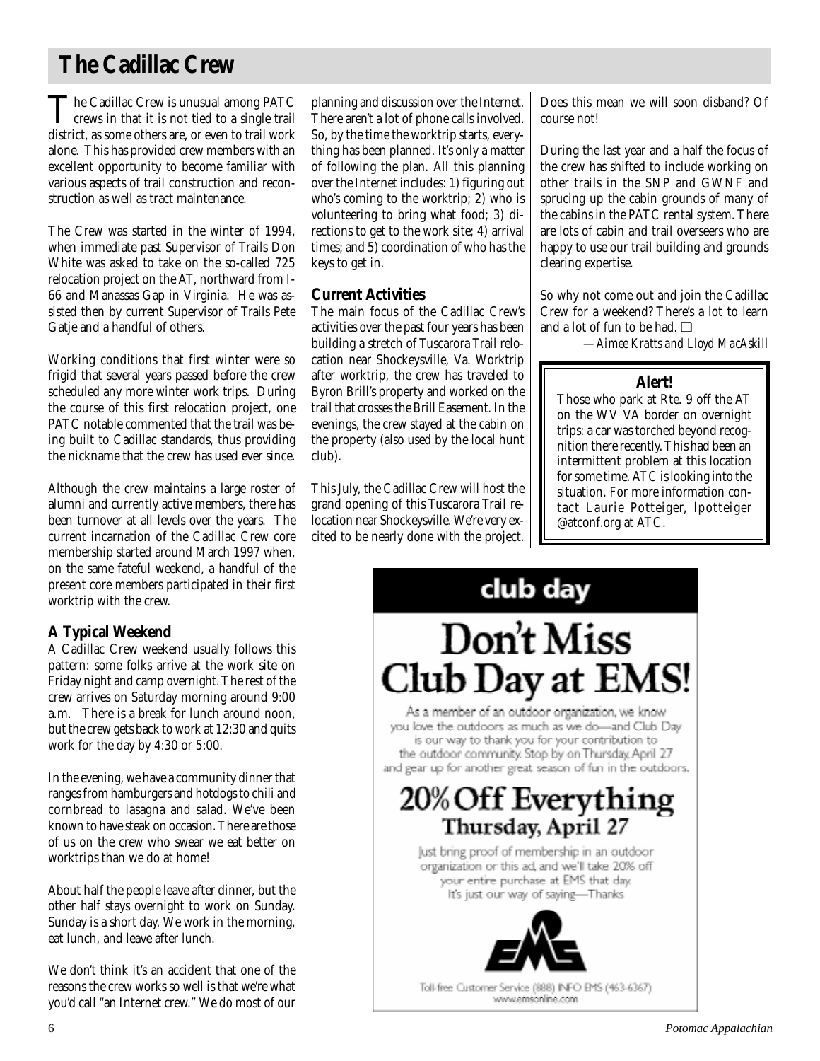# The Cadillac Crew

The Cadillac Crew is unusual among PATC crews in that it is not tied to a single trail district, as some others are, or even to trail work alone. This has provided crew members with an excellent opportunity to become familiar with various aspects of trail construction and reconstruction as well as tract maintenance.

The Crew was started in the winter of 1994, when immediate past Supervisor of Trails Don White was asked to take on the so-called 725 relocation project on the AT, northward from I-66 and Manassas Gap in Virginia. He was assisted then by current Supervisor of Trails Pete Gatje and a handful of others.

Working conditions that first winter were so frigid that several years passed before the crew scheduled any more winter work trips. During the course of this first relocation project, one PATC notable commented that the trail was being built to Cadillac standards, thus providing the nickname that the crew has used ever since.

Although the crew maintains a large roster of alumni and currently active members, there has been turnover at all levels over the years. The current incarnation of the Cadillac Crew core membership started around March 1997 when, on the same fateful weekend, a handful of the present core members participated in their first worktrip with the crew.

## A Typical Weekend

A Cadillac Crew weekend usually follows this pattern: some folks arrive at the work site on Friday night and camp overnight. The rest of the crew arrives on Saturday morning around 9:00 a.m. There is a break for lunch around noon, but the crew gets back to work at 12:30 and quits work for the day by 4:30 or 5:00.

In the evening, we have a community dinner that ranges from hamburgers and hotdogs to chili and cornbread to lasagna and salad. We've been known to have steak on occasion. There are those of us on the crew who swear we eat better on worktrips than we do at home!

About half the people leave after dinner, but the other half stays overnight to work on Sunday. Sunday is a short day. We work in the morning, eat lunch, and leave after lunch.

We don't think it's an accident that one of the reasons the crew works so well is that we're what you'd call "an Internet crew." We do most of our planning and discussion over the Internet. There aren't a lot of phone calls involved. So, by the time the worktrip starts, everything has been planned. It's only a matter of following the plan. All this planning over the Internet includes: 1) figuring out who's coming to the worktrip; 2) who is volunteering to bring what food; 3) directions to get to the work site; 4) arrival times; and 5) coordination of who has the keys to get in.

## Current Activities

The main focus of the Cadillac Crew's activities over the past four years has been building a stretch of Tuscarora Trail relocation near Shockeysville, Va. Worktrip after worktrip, the crew has traveled to Byron Brill's property and worked on the trail that crosses the Brill Easement. In the evenings, the crew stayed at the cabin on the property (also used by the local hunt club).

This July, the Cadillac Crew will host the grand opening of this Tuscarora Trail relocation near Shockeysville. We're very excited to be nearly done with the project. Does this mean we will soon disband? Of course not!

During the last year and a half the focus of the crew has shifted to include working on other trails in the SNP and GWNF and sprucing up the cabin grounds of many of the cabins in the PATC rental system. There are lots of cabin and trail overseers who are happy to use our trail building and grounds clearing expertise.

So why not come out and join the Cadillac Crew for a weekend? There's a lot to learn and a lot of fun to be had. ❑

*—Aimee Kratts and Lloyd MacAskill*

---

**Alert!**

Those who park at Rte. 9 off the AT on the WV VA border on overnight trips: a car was torched beyond recognition there recently. This had been an intermittent problem at this location for some time. ATC is looking into the situation. For more information contact Laurie Potteiger, lpotteiger @atconf.org at ATC.

---

**club day**

# Don't Miss Club Day at EMS!

As a member of an outdoor organization, we know you love the outdoors as much as we do—and Club Day is our way to thank you for your contribution to the outdoor community. Stop by on Thursday, April 27 and gear up for another great season of fun in the outdoors.

## 20% Off Everything
### Thursday, April 27

Just bring proof of membership in an outdoor organization or this ad, and we'll take 20% off your entire purchase at EMS that day. It's just our way of saying—Thanks

EMS

Toll-free Customer Service (888) INFO EMS (463-6367)
www.emsonline.com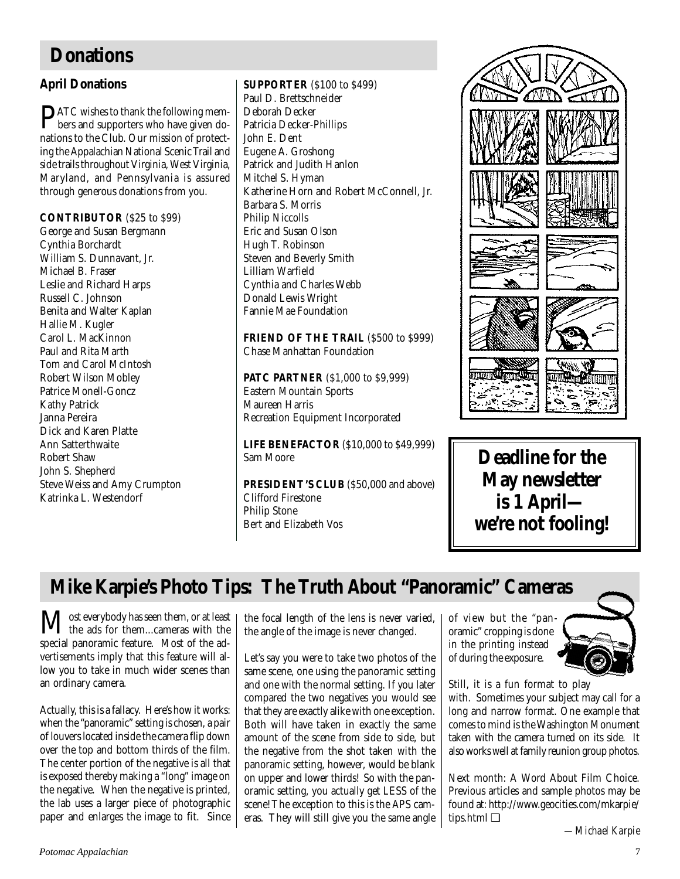# Donations

## April Donations

PATC wishes to thank the following members and supporters who have given donations to the Club. Our mission of protecting the Appalachian National Scenic Trail and side trails throughout Virginia, West Virginia, Maryland, and Pennsylvania is assured through generous donations from you.

**CONTRIBUTOR** ($25 to $99)
George and Susan Bergmann
Cynthia Borchardt
William S. Dunnavant, Jr.
Michael B. Fraser
Leslie and Richard Harps
Russell C. Johnson
Benita and Walter Kaplan
Hallie M. Kugler
Carol L. MacKinnon
Paul and Rita Marth
Tom and Carol McIntosh
Robert Wilson Mobley
Patrice Monell-Goncz
Kathy Patrick
Janna Pereira
Dick and Karen Platte
Ann Satterthwaite
Robert Shaw
John S. Shepherd
Steve Weiss and Amy Crumpton
Katrinka L. Westendorf

**SUPPORTER** ($100 to $499)
Paul D. Brettschneider
Deborah Decker
Patricia Decker-Phillips
John E. Dent
Eugene A. Groshong
Patrick and Judith Hanlon
Mitchel S. Hyman
Katherine Horn and Robert McConnell, Jr.
Barbara S. Morris
Philip Niccolls
Eric and Susan Olson
Hugh T. Robinson
Steven and Beverly Smith
Lilliam Warfield
Cynthia and Charles Webb
Donald Lewis Wright
Fannie Mae Foundation

**FRIEND OF THE TRAIL** ($500 to $999)
Chase Manhattan Foundation

**PATC PARTNER** ($1,000 to $9,999)
Eastern Mountain Sports
Maureen Harris
Recreation Equipment Incorporated

**LIFE BENEFACTOR** ($10,000 to $49,999)
Sam Moore

**PRESIDENT'S CLUB** ($50,000 and above)
Clifford Firestone
Philip Stone
Bert and Elizabeth Vos

**Deadline for the May newsletter is 1 April— we're not fooling!**

# Mike Karpie's Photo Tips: The Truth About "Panoramic" Cameras

Most everybody has seen them, or at least the ads for them...cameras with the special panoramic feature. Most of the advertisements imply that this feature will allow you to take in much wider scenes than an ordinary camera.

Actually, this is a fallacy. Here's how it works: when the "panoramic" setting is chosen, a pair of louvers located inside the camera flip down over the top and bottom thirds of the film. The center portion of the negative is all that is exposed thereby making a "long" image on the negative. When the negative is printed, the lab uses a larger piece of photographic paper and enlarges the image to fit. Since the focal length of the lens is never varied, the angle of the image is never changed.

Let's say you were to take two photos of the same scene, one using the panoramic setting and one with the normal setting. If you later compared the two negatives you would see that they are exactly alike with one exception. Both will have taken in exactly the same amount of the scene from side to side, but the negative from the shot taken with the panoramic setting, however, would be blank on upper and lower thirds! So with the panoramic setting, you actually get LESS of the scene! The exception to this is the APS cameras. They will still give you the same angle of view but the "panoramic" cropping is done in the printing instead of during the exposure.

Still, it is a fun format to play with. Sometimes your subject may call for a long and narrow format. One example that comes to mind is the Washington Monument taken with the camera turned on its side. It also works well at family reunion group photos.

Next month: A Word About Film Choice. Previous articles and sample photos may be found at: http://www.geocities.com/mkarpie/tips.html ❑

*—Michael Karpie*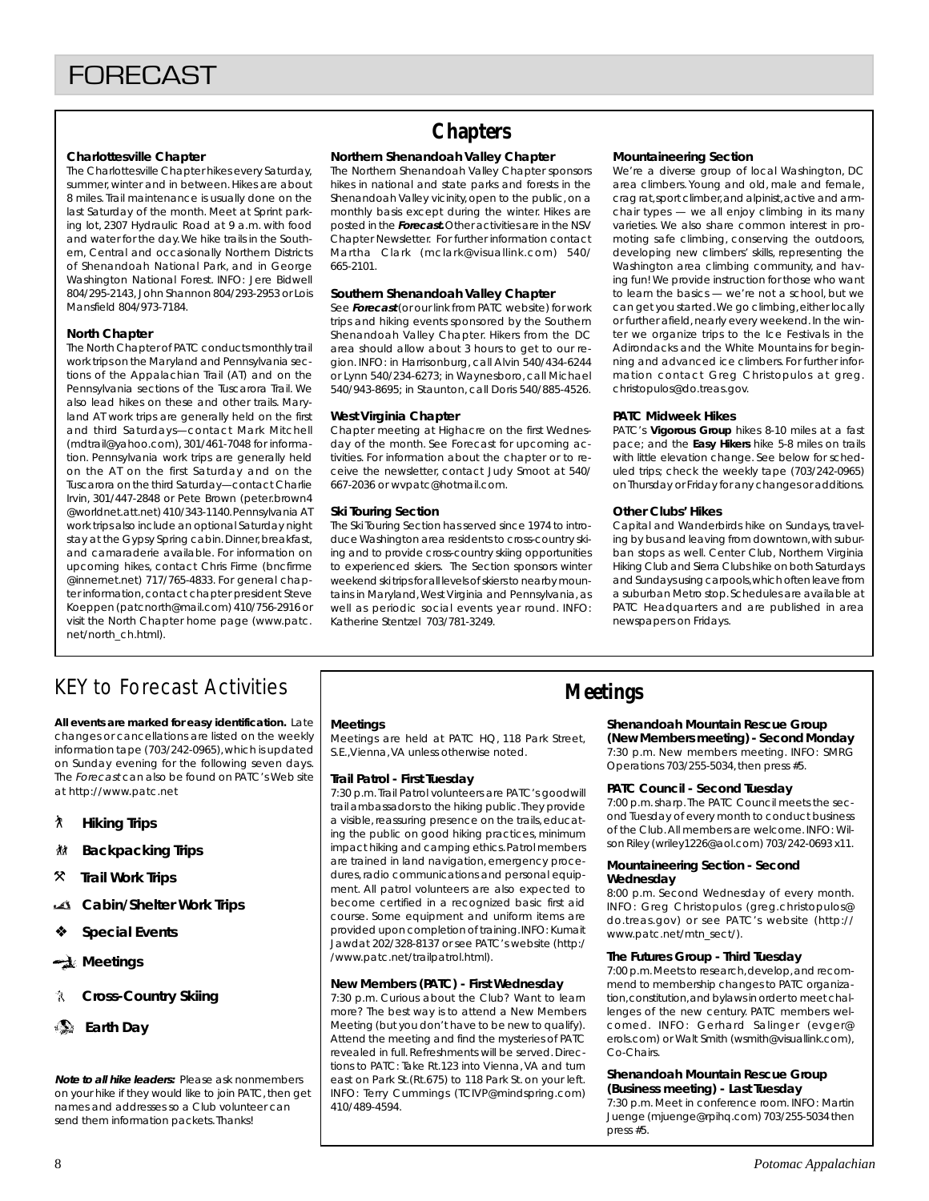# FORECAST

## Chapters

### Charlottesville Chapter

The Charlottesville Chapter hikes every Saturday, summer, winter and in between. Hikes are about 8 miles. Trail maintenance is usually done on the last Saturday of the month. Meet at Sprint parking lot, 2307 Hydraulic Road at 9 a.m. with food and water for the day. We hike trails in the Southern, Central and occasionally Northern Districts of Shenandoah National Park, and in George Washington National Forest. INFO: Jere Bidwell 804/295-2143, John Shannon 804/293-2953 or Lois Mansfield 804/973-7184.

### North Chapter

The North Chapter of PATC conducts monthly trail work trips on the Maryland and Pennsylvania sections of the Appalachian Trail (AT) and on the Pennsylvania sections of the Tuscarora Trail. We also lead hikes on these and other trails. Maryland AT work trips are generally held on the first and third Saturdays—contact Mark Mitchell (mdtrail@yahoo.com), 301/461-7048 for information. Pennsylvania work trips are generally held on the AT on the first Saturday and on the Tuscarora on the third Saturday—contact Charlie Irvin, 301/447-2848 or Pete Brown (peter.brown4 @worldnet.att.net) 410/343-1140. Pennsylvania AT work trips also include an optional Saturday night stay at the Gypsy Spring cabin. Dinner, breakfast, and camaraderie available. For information on upcoming hikes, contact Chris Firme (bncfirme @innernet.net) 717/765-4833. For general chapter information, contact chapter president Steve Koeppen (patcnorth@mail.com) 410/756-2916 or visit the North Chapter home page (www.patc. net/north_ch.html).

### Northern Shenandoah Valley Chapter

The Northern Shenandoah Valley Chapter sponsors hikes in national and state parks and forests in the Shenandoah Valley vicinity, open to the public, on a monthly basis except during the winter. Hikes are posted in the ***Forecast***. Other activities are in the NSV Chapter Newsletter. For further information contact Martha Clark (mclark@visuallink.com) 540/ 665-2101.

### Southern Shenandoah Valley Chapter

See ***Forecast*** (or our link from PATC website) for work trips and hiking events sponsored by the Southern Shenandoah Valley Chapter. Hikers from the DC area should allow about 3 hours to get to our region. INFO: in Harrisonburg, call Alvin 540/434-6244 or Lynn 540/234-6273; in Waynesboro, call Michael 540/943-8695; in Staunton, call Doris 540/885-4526.

### West Virginia Chapter

Chapter meeting at Highacre on the first Wednesday of the month. See Forecast for upcoming activities. For information about the chapter or to receive the newsletter, contact Judy Smoot at 540/ 667-2036 or wvpatc@hotmail.com.

### Ski Touring Section

The Ski Touring Section has served since 1974 to introduce Washington area residents to cross-country skiing and to provide cross-country skiing opportunities to experienced skiers. The Section sponsors winter weekend ski trips for all levels of skiers to nearby mountains in Maryland, West Virginia and Pennsylvania, as well as periodic social events year round. INFO: Katherine Stentzel 703/781-3249.

### Mountaineering Section

We're a diverse group of local Washington, DC area climbers. Young and old, male and female, crag rat, sport climber, and alpinist, active and armchair types — we all enjoy climbing in its many varieties. We also share common interest in promoting safe climbing, conserving the outdoors, developing new climbers' skills, representing the Washington area climbing community, and having fun! We provide instruction for those who want to learn the basics — we're not a school, but we can get you started. We go climbing, either locally or further afield, nearly every weekend. In the winter we organize trips to the Ice Festivals in the Adirondacks and the White Mountains for beginning and advanced ice climbers. For further information contact Greg Christopulos at greg. christopulos@do.treas.gov.

### PATC Midweek Hikes

PATC's **Vigorous Group** hikes 8-10 miles at a fast pace; and the **Easy Hikers** hike 5-8 miles on trails with little elevation change. See below for scheduled trips; check the weekly tape (703/242-0965) on Thursday or Friday for any changes or additions.

### Other Clubs' Hikes

Capital and Wanderbirds hike on Sundays, traveling by bus and leaving from downtown, with suburban stops as well. Center Club, Northern Virginia Hiking Club and Sierra Clubs hike on both Saturdays and Sundays using carpools, which often leave from a suburban Metro stop. Schedules are available at PATC Headquarters and are published in area newspapers on Fridays.

## KEY to Forecast Activities

**All events are marked for easy identification.** Late changes or cancellations are listed on the weekly information tape (703/242-0965), which is updated on Sunday evening for the following seven days. The *Forecast* can also be found on PATC's Web site at http://www.patc.net

- **Hiking Trips**
- **Backpacking Trips**
- **Trail Work Trips**
- **Cabin/Shelter Work Trips**
- **Special Events**
- **Meetings**
- **Cross-Country Skiing**
- **Earth Day**

***Note to all hike leaders:*** Please ask nonmembers on your hike if they would like to join PATC, then get names and addresses so a Club volunteer can send them information packets. Thanks!

## Meetings

### Meetings

Meetings are held at PATC HQ, 118 Park Street, S.E., Vienna, VA unless otherwise noted.

### Trail Patrol - First Tuesday

7:30 p.m. Trail Patrol volunteers are PATC's goodwill trail ambassadors to the hiking public. They provide a visible, reassuring presence on the trails, educating the public on good hiking practices, minimum impact hiking and camping ethics. Patrol members are trained in land navigation, emergency procedures, radio communications and personal equipment. All patrol volunteers are also expected to become certified in a recognized basic first aid course. Some equipment and uniform items are provided upon completion of training. INFO: Kumait Jawdat 202/328-8137 or see PATC's website (http:/ /www.patc.net/trailpatrol.html).

### New Members (PATC) - First Wednesday

7:30 p.m. Curious about the Club? Want to learn more? The best way is to attend a New Members Meeting (but you don't have to be new to qualify). Attend the meeting and find the mysteries of PATC revealed in full. Refreshments will be served. Directions to PATC: Take Rt.123 into Vienna, VA and turn east on Park St. (Rt.675) to 118 Park St. on your left. INFO: Terry Cummings (TCIVP@mindspring.com) 410/489-4594.

### Shenandoah Mountain Rescue Group (New Members meeting) - Second Monday

7:30 p.m. New members meeting. INFO: SMRG Operations 703/255-5034, then press #5.

### PATC Council - Second Tuesday

7:00 p.m. sharp. The PATC Council meets the second Tuesday of every month to conduct business of the Club. All members are welcome. INFO: Wilson Riley (wriley1226@aol.com) 703/242-0693 x11.

### Mountaineering Section - Second Wednesday

8:00 p.m. Second Wednesday of every month. INFO: Greg Christopulos (greg.christopulos@ do.treas.gov) or see PATC's website (http:// www.patc.net/mtn_sect/).

### The Futures Group - Third Tuesday

7:00 p.m. Meets to research, develop, and recommend to membership changes to PATC organization, constitution, and bylaws in order to meet challenges of the new century. PATC members welcomed. INFO: Gerhard Salinger (evger@ erols.com) or Walt Smith (wsmith@visuallink.com), Co-Chairs.

### Shenandoah Mountain Rescue Group (Business meeting) - Last Tuesday

7:30 p.m. Meet in conference room. INFO: Martin Juenge (mjuenge@rpihq.com) 703/255-5034 then press #5.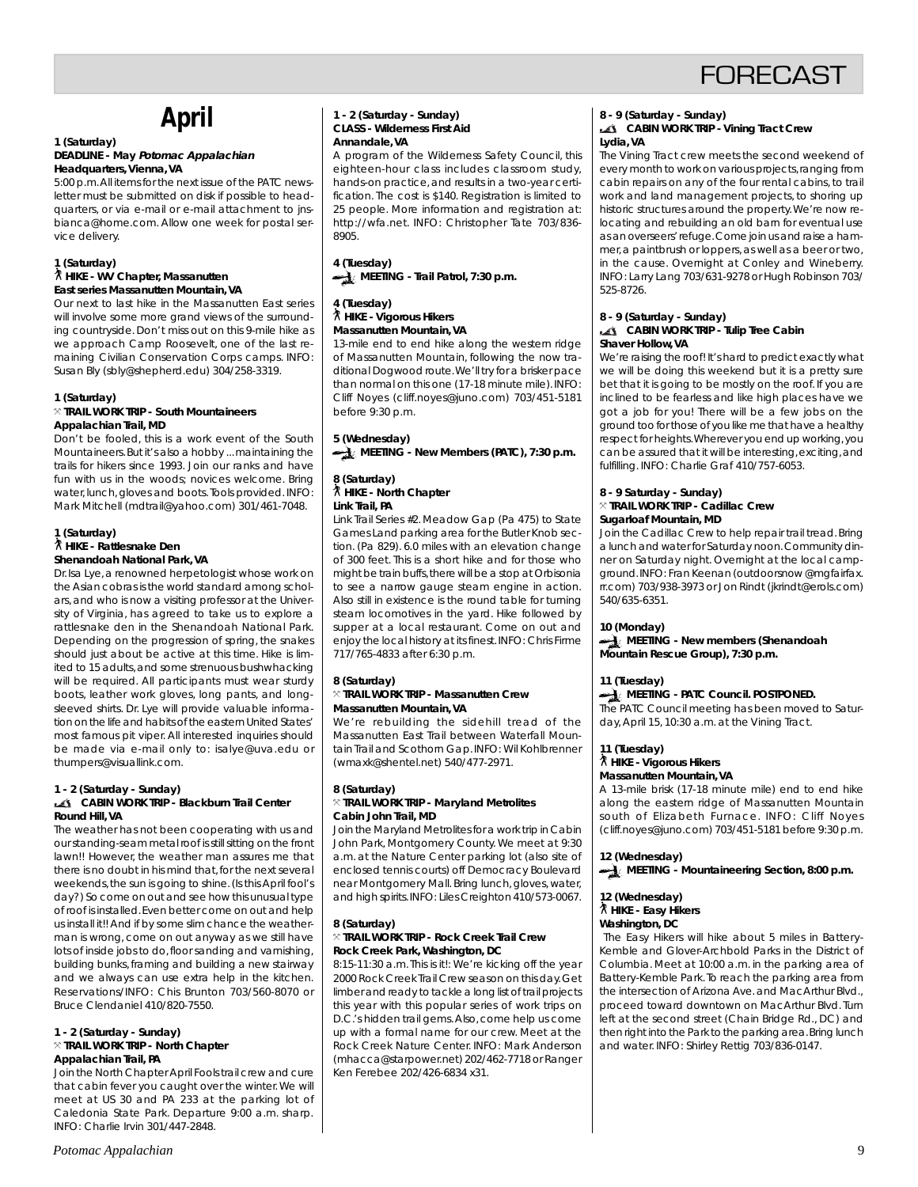# FORECAST

## April

**1 (Saturday)**
**DEADLINE - May *Potomac Appalachian***
**Headquarters, Vienna, VA**

5:00 p.m. All items for the next issue of the PATC newsletter must be submitted on disk if possible to headquarters, or via e-mail or e-mail attachment to jnsbianca@home.com. Allow one week for postal service delivery.

**1 (Saturday)**
**HIKE - WV Chapter, Massanutten East series Massanutten Mountain, VA**

Our next to last hike in the Massanutten East series will involve some more grand views of the surrounding countryside. Don't miss out on this 9-mile hike as we approach Camp Roosevelt, one of the last remaining Civilian Conservation Corps camps. INFO: Susan Bly (sbly@shepherd.edu) 304/258-3319.

**1 (Saturday)**
**TRAIL WORK TRIP - South Mountaineers**
**Appalachian Trail, MD**

Don't be fooled, this is a work event of the South Mountaineers. But it's also a hobby ... maintaining the trails for hikers since 1993. Join our ranks and have fun with us in the woods; novices welcome. Bring water, lunch, gloves and boots. Tools provided. INFO: Mark Mitchell (mdtrail@yahoo.com) 301/461-7048.

**1 (Saturday)**
**HIKE - Rattlesnake Den**
**Shenandoah National Park, VA**

Dr. Isa Lye, a renowned herpetologist whose work on the Asian cobras is the world standard among scholars, and who is now a visiting professor at the University of Virginia, has agreed to take us to explore a rattlesnake den in the Shenandoah National Park. Depending on the progression of spring, the snakes should just about be active at this time. Hike is limited to 15 adults, and some strenuous bushwhacking will be required. All participants must wear sturdy boots, leather work gloves, long pants, and long-sleeved shirts. Dr. Lye will provide valuable information on the life and habits of the eastern United States' most famous pit viper. All interested inquiries should be made via e-mail only to: isalye@uva.edu or thumpers@visuallink.com.

**1 - 2 (Saturday - Sunday)**
**CABIN WORK TRIP - Blackburn Trail Center**
**Round Hill, VA**

The weather has not been cooperating with us and our standing-seam metal roof is still sitting on the front lawn!! However, the weather man assures me that there is no doubt in his mind that, for the next several weekends, the sun is going to shine. (Is this April fool's day?) So come on out and see how this unusual type of roof is installed. Even better come on out and help us install it!! And if by some slim chance the weatherman is wrong, come on out anyway as we still have lots of inside jobs to do, floor sanding and varnishing, building bunks, framing and building a new stairway and we always can use extra help in the kitchen. Reservations/INFO: Chis Brunton 703/560-8070 or Bruce Clendaniel 410/820-7550.

**1 - 2 (Saturday - Sunday)**
**TRAIL WORK TRIP - North Chapter**
**Appalachian Trail, PA**

Join the North Chapter April Fools trail crew and cure that cabin fever you caught over the winter. We will meet at US 30 and PA 233 at the parking lot of Caledonia State Park. Departure 9:00 a.m. sharp. INFO: Charlie Irvin 301/447-2848.

**1 - 2 (Saturday - Sunday)**
**CLASS - Wilderness First Aid**
**Annandale, VA**

A program of the Wilderness Safety Council, this eighteen-hour class includes classroom study, hands-on practice, and results in a two-year certification. The cost is $140. Registration is limited to 25 people. More information and registration at: http://wfa.net. INFO: Christopher Tate 703/836-8905.

**4 (Tuesday)**
**MEETING - Trail Patrol, 7:30 p.m.**

**4 (Tuesday)**
**HIKE - Vigorous Hikers**
**Massanutten Mountain, VA**

13-mile end to end hike along the western ridge of Massanutten Mountain, following the now traditional Dogwood route. We'll try for a brisker pace than normal on this one (17-18 minute mile). INFO: Cliff Noyes (cliff.noyes@juno.com) 703/451-5181 before 9:30 p.m.

**5 (Wednesday)**
**MEETING - New Members (PATC), 7:30 p.m.**

**8 (Saturday)**
**HIKE - North Chapter**
**Link Trail, PA**

Link Trail Series #2. Meadow Gap (Pa 475) to State Games Land parking area for the Butler Knob section. (Pa 829). 6.0 miles with an elevation change of 300 feet. This is a short hike and for those who might be train buffs, there will be a stop at Orbisonia to see a narrow gauge steam engine in action. Also still in existence is the round table for turning steam locomotives in the yard. Hike followed by supper at a local restaurant. Come on out and enjoy the local history at its finest. INFO: Chris Firme 717/765-4833 after 6:30 p.m.

**8 (Saturday)**
**TRAIL WORK TRIP - Massanutten Crew**
**Massanutten Mountain, VA**

We're rebuilding the sidehill tread of the Massanutten East Trail between Waterfall Mountain Trail and Scothorn Gap. INFO: Wil Kohlbrenner (wmaxk@shentel.net) 540/477-2971.

**8 (Saturday)**
**TRAIL WORK TRIP - Maryland Metrolites**
**Cabin John Trail, MD**

Join the Maryland Metrolites for a work trip in Cabin John Park, Montgomery County. We meet at 9:30 a.m. at the Nature Center parking lot (also site of enclosed tennis courts) off Democracy Boulevard near Montgomery Mall. Bring lunch, gloves, water, and high spirits. INFO: Liles Creighton 410/573-0067.

**8 (Saturday)**
**TRAIL WORK TRIP - Rock Creek Trail Crew**
**Rock Creek Park, Washington, DC**

8:15-11:30 a.m. This is it!: We're kicking off the year 2000 Rock Creek Trail Crew season on this day. Get limber and ready to tackle a long list of trail projects this year with this popular series of work trips on D.C.'s hidden trail gems. Also, come help us come up with a formal name for our crew. Meet at the Rock Creek Nature Center. INFO: Mark Anderson (mhacca@starpower.net) 202/462-7718 or Ranger Ken Ferebee 202/426-6834 x31.

**8 - 9 (Saturday - Sunday)**
**CABIN WORK TRIP - Vining Tract Crew**
**Lydia, VA**

The Vining Tract crew meets the second weekend of every month to work on various projects, ranging from cabin repairs on any of the four rental cabins, to trail work and land management projects, to shoring up historic structures around the property. We're now relocating and rebuilding an old barn for eventual use as an overseers' refuge. Come join us and raise a hammer, a paintbrush or loppers, as well as a beer or two, in the cause. Overnight at Conley and Wineberry. INFO: Larry Lang 703/631-9278 or Hugh Robinson 703/525-8726.

**8 - 9 (Saturday - Sunday)**
**CABIN WORK TRIP - Tulip Tree Cabin**
**Shaver Hollow, VA**

We're raising the roof! It's hard to predict exactly what we will be doing this weekend but it is a pretty sure bet that it is going to be mostly on the roof. If you are inclined to be fearless and like high places have we got a job for you! There will be a few jobs on the ground too for those of you like me that have a healthy respect for heights. Wherever you end up working, you can be assured that it will be interesting, exciting, and fulfilling. INFO: Charlie Graf 410/757-6053.

**8 - 9 Saturday - Sunday)**
**TRAIL WORK TRIP - Cadillac Crew**
**Sugarloaf Mountain, MD**

Join the Cadillac Crew to help repair trail tread. Bring a lunch and water for Saturday noon. Community dinner on Saturday night. Overnight at the local campground. INFO: Fran Keenan (outdoorsnow @mgfairfax.rr.com) 703/938-3973 or Jon Rindt (jkrindt@erols.com) 540/635-6351.

**10 (Monday)**
**MEETING - New members (Shenandoah Mountain Rescue Group), 7:30 p.m.**

**11 (Tuesday)**
**MEETING - PATC Council. POSTPONED.**

The PATC Council meeting has been moved to Saturday, April 15, 10:30 a.m. at the Vining Tract.

**11 (Tuesday)**
**HIKE - Vigorous Hikers**
**Massanutten Mountain, VA**

A 13-mile brisk (17-18 minute mile) end to end hike along the eastern ridge of Massanutten Mountain south of Elizabeth Furnace. INFO: Cliff Noyes (cliff.noyes@juno.com) 703/451-5181 before 9:30 p.m.

**12 (Wednesday)**
**MEETING - Mountaineering Section, 8:00 p.m.**

**12 (Wednesday)**
**HIKE - Easy Hikers**
**Washington, DC**

The Easy Hikers will hike about 5 miles in Battery-Kemble and Glover-Archbold Parks in the District of Columbia. Meet at 10:00 a.m. in the parking area of Battery-Kemble Park. To reach the parking area from the intersection of Arizona Ave. and MacArthur Blvd., proceed toward downtown on MacArthur Blvd. Turn left at the second street (Chain Bridge Rd., DC) and then right into the Park to the parking area. Bring lunch and water. INFO: Shirley Rettig 703/836-0147.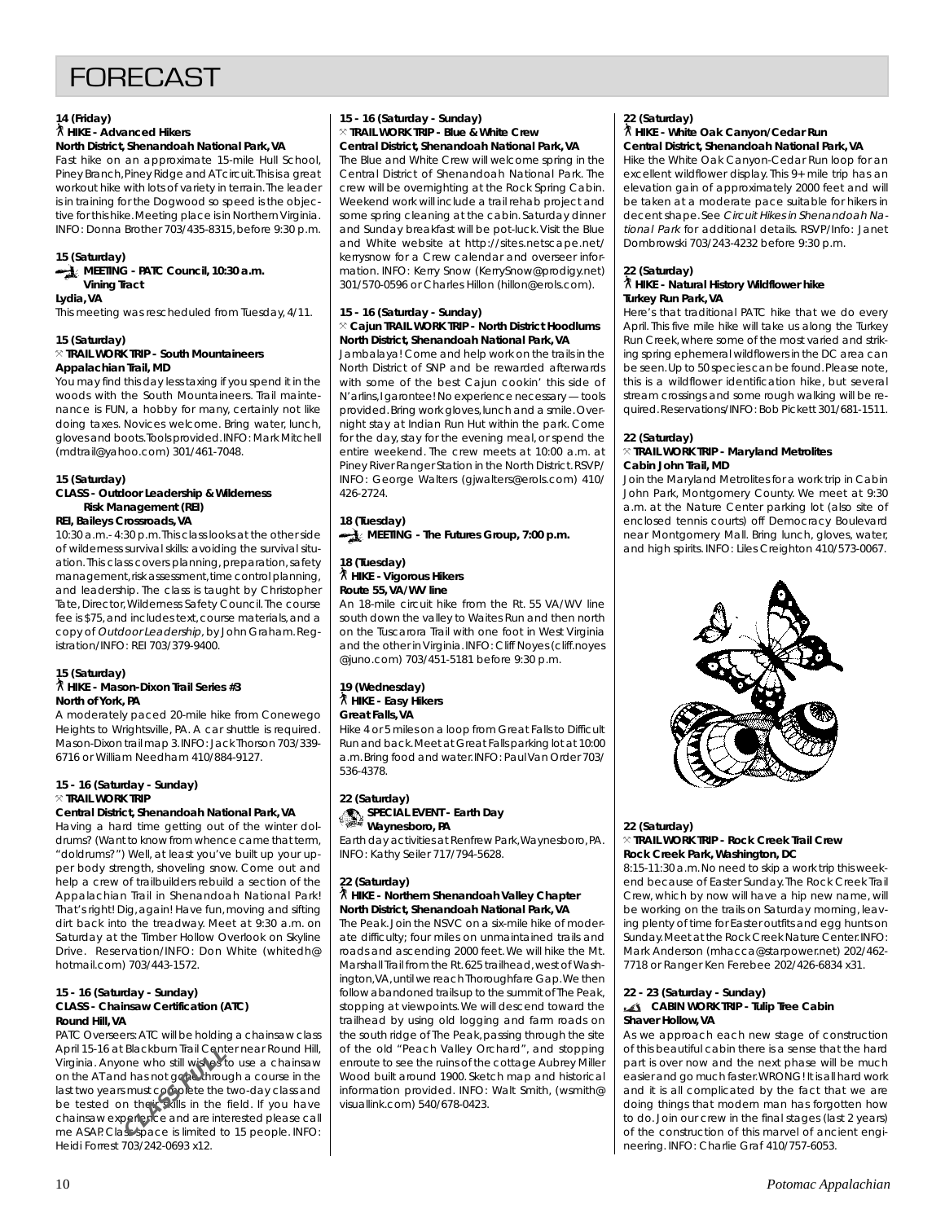# FORECAST

**14 (Friday)**
**HIKE - Advanced Hikers**
**North District, Shenandoah National Park, VA**
Fast hike on an approximate 15-mile Hull School, Piney Branch, Piney Ridge and AT circuit. This is a great workout hike with lots of variety in terrain. The leader is in training for the Dogwood so speed is the objective for this hike. Meeting place is in Northern Virginia. INFO: Donna Brother 703/435-8315, before 9:30 p.m.

**15 (Saturday)**
**MEETING - PATC Council, 10:30 a.m.**
**Vining Tract**
**Lydia, VA**
This meeting was rescheduled from Tuesday, 4/11.

**15 (Saturday)**
**TRAIL WORK TRIP - South Mountaineers**
**Appalachian Trail, MD**
You may find this day less taxing if you spend it in the woods with the South Mountaineers. Trail maintenance is FUN, a hobby for many, certainly not like doing taxes. Novices welcome. Bring water, lunch, gloves and boots. Tools provided. INFO: Mark Mitchell (mdtrail@yahoo.com) 301/461-7048.

**15 (Saturday)**
**CLASS - Outdoor Leadership & Wilderness Risk Management (REI)**
**REI, Baileys Crossroads, VA**
10:30 a.m.- 4:30 p.m. This class looks at the other side of wilderness survival skills: avoiding the survival situation. This class covers planning, preparation, safety management, risk assessment, time control planning, and leadership. The class is taught by Christopher Tate, Director, Wilderness Safety Council. The course fee is $75, and includes text, course materials, and a copy of *Outdoor Leadership*, by John Graham. Registration/INFO: REI 703/379-9400.

**15 (Saturday)**
**HIKE - Mason-Dixon Trail Series #3**
**North of York, PA**
A moderately paced 20-mile hike from Conewego Heights to Wrightsville, PA. A car shuttle is required. Mason-Dixon trail map 3. INFO: Jack Thorson 703/339-6716 or William Needham 410/884-9127.

**15 - 16 (Saturday - Sunday)**
**TRAIL WORK TRIP**
**Central District, Shenandoah National Park, VA**
Having a hard time getting out of the winter doldrums? (Want to know from whence came that term, "doldrums?") Well, at least you've built up your upper body strength, shoveling snow. Come out and help a crew of trailbuilders rebuild a section of the Appalachian Trail in Shenandoah National Park! That's right! Dig, again! Have fun, moving and sifting dirt back into the treadway. Meet at 9:30 a.m. on Saturday at the Timber Hollow Overlook on Skyline Drive. Reservation/INFO: Don White (whitedh@hotmail.com) 703/443-1572.

**15 - 16 (Saturday - Sunday)**
**CLASS - Chainsaw Certification (ATC)**
**Round Hill, VA**
PATC Overseers: ATC will be holding a chainsaw class April 15-16 at Blackburn Trail Center near Round Hill, Virginia. Anyone who still wishes to use a chainsaw on the AT and has not gone through a course in the last two years must complete the two-day class and be tested on their skills in the field. If you have chainsaw experience and are interested please call me ASAP. Class space is limited to 15 people. INFO: Heidi Forrest 703/242-0693 x12.

CLASS FULL

**15 - 16 (Saturday - Sunday)**
**TRAIL WORK TRIP - Blue & White Crew**
**Central District, Shenandoah National Park, VA**
The Blue and White Crew will welcome spring in the Central District of Shenandoah National Park. The crew will be overnighting at the Rock Spring Cabin. Weekend work will include a trail rehab project and some spring cleaning at the cabin. Saturday dinner and Sunday breakfast will be pot-luck. Visit the Blue and White website at http://sites.netscape.net/kerrysnow for a Crew calendar and overseer information. INFO: Kerry Snow (KerrySnow@prodigy.net) 301/570-0596 or Charles Hillon (hillon@erols.com).

**15 - 16 (Saturday - Sunday)**
**Cajun TRAIL WORK TRIP - North District Hoodlums**
**North District, Shenandoah National Park, VA**
Jambalaya! Come and help work on the trails in the North District of SNP and be rewarded afterwards with some of the best Cajun cookin' this side of N'arlins, I garontee! No experience necessary — tools provided. Bring work gloves, lunch and a smile. Overnight stay at Indian Run Hut within the park. Come for the day, stay for the evening meal, or spend the entire weekend. The crew meets at 10:00 a.m. at Piney River Ranger Station in the North District. RSVP/INFO: George Walters (gjwalters@erols.com) 410/426-2724.

**18 (Tuesday)**
**MEETING - The Futures Group, 7:00 p.m.**

**18 (Tuesday)**
**HIKE - Vigorous Hikers**
**Route 55, VA/WV line**
An 18-mile circuit hike from the Rt. 55 VA/WV line south down the valley to Waites Run and then north on the Tuscarora Trail with one foot in West Virginia and the other in Virginia. INFO: Cliff Noyes (cliff.noyes@juno.com) 703/451-5181 before 9:30 p.m.

**19 (Wednesday)**
**HIKE - Easy Hikers**
**Great Falls, VA**
Hike 4 or 5 miles on a loop from Great Falls to Difficult Run and back. Meet at Great Falls parking lot at 10:00 a.m. Bring food and water. INFO: Paul Van Order 703/536-4378.

**22 (Saturday)**
**SPECIAL EVENT - Earth Day**
**Waynesboro, PA**
Earth day activities at Renfrew Park, Waynesboro, PA. INFO: Kathy Seiler 717/794-5628.

**22 (Saturday)**
**HIKE - Northern Shenandoah Valley Chapter**
**North District, Shenandoah National Park, VA**
The Peak. Join the NSVC on a six-mile hike of moderate difficulty; four miles on unmaintained trails and roads and ascending 2000 feet. We will hike the Mt. Marshall Trail from the Rt. 625 trailhead, west of Washington, VA, until we reach Thoroughfare Gap. We then follow abandoned trails up to the summit of The Peak, stopping at viewpoints. We will descend toward the trailhead by using old logging and farm roads on the south ridge of The Peak, passing through the site of the old "Peach Valley Orchard", and stopping enroute to see the ruins of the cottage Aubrey Miller Wood built around 1900. Sketch map and historical information provided. INFO: Walt Smith, (wsmith@visuallink.com) 540/678-0423.

**22 (Saturday)**
**HIKE - White Oak Canyon/Cedar Run**
**Central District, Shenandoah National Park, VA**
Hike the White Oak Canyon-Cedar Run loop for an excellent wildflower display. This 9+ mile trip has an elevation gain of approximately 2000 feet and will be taken at a moderate pace suitable for hikers in decent shape. See *Circuit Hikes in Shenandoah National Park* for additional details. RSVP/Info: Janet Dombrowski 703/243-4232 before 9:30 p.m.

**22 (Saturday)**
**HIKE - Natural History Wildflower hike**
**Turkey Run Park, VA**
Here's that traditional PATC hike that we do every April. This five mile hike will take us along the Turkey Run Creek, where some of the most varied and striking spring ephemeral wildflowers in the DC area can be seen. Up to 50 species can be found. Please note, this is a wildflower identification hike, but several stream crossings and some rough walking will be required. Reservations/INFO: Bob Pickett 301/681-1511.

**22 (Saturday)**
**TRAIL WORK TRIP - Maryland Metrolites**
**Cabin John Trail, MD**
Join the Maryland Metrolites for a work trip in Cabin John Park, Montgomery County. We meet at 9:30 a.m. at the Nature Center parking lot (also site of enclosed tennis courts) off Democracy Boulevard near Montgomery Mall. Bring lunch, gloves, water, and high spirits. INFO: Liles Creighton 410/573-0067.

**22 (Saturday)**
**TRAIL WORK TRIP - Rock Creek Trail Crew**
**Rock Creek Park, Washington, DC**
8:15-11:30 a.m. No need to skip a work trip this weekend because of Easter Sunday. The Rock Creek Trail Crew, which by now will have a hip new name, will be working on the trails on Saturday morning, leaving plenty of time for Easter outfits and egg hunts on Sunday. Meet at the Rock Creek Nature Center. INFO: Mark Anderson (mhacca@starpower.net) 202/462-7718 or Ranger Ken Ferebee 202/426-6834 x31.

**22 - 23 (Saturday - Sunday)**
**CABIN WORK TRIP - Tulip Tree Cabin**
**Shaver Hollow, VA**
As we approach each new stage of construction of this beautiful cabin there is a sense that the hard part is over now and the next phase will be much easier and go much faster. WRONG! It is all hard work and it is all complicated by the fact that we are doing things that modern man has forgotten how to do. Join our crew in the final stages (last 2 years) of the construction of this marvel of ancient engineering. INFO: Charlie Graf 410/757-6053.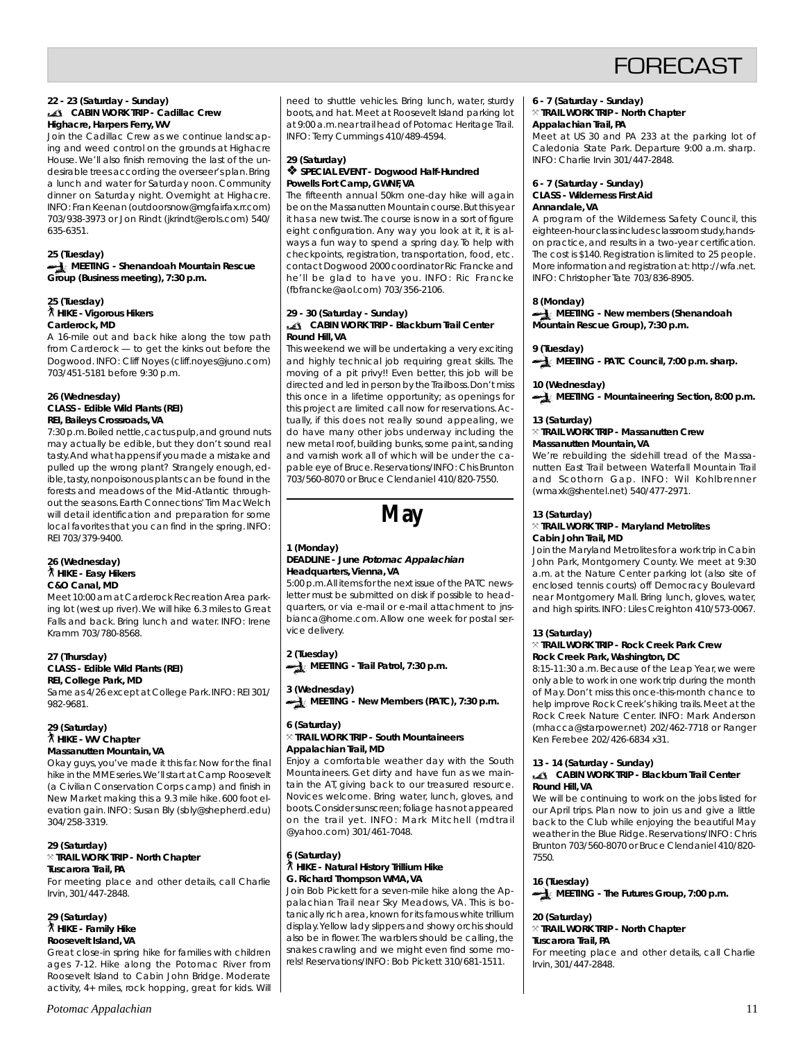# FORECAST

**22 - 23 (Saturday - Sunday)**
**CABIN WORK TRIP - Cadillac Crew**
**Highacre, Harpers Ferry, WV**

Join the Cadillac Crew as we continue landscaping and weed control on the grounds at Highacre House. We'll also finish removing the last of the undesirable trees according the overseer's plan. Bring a lunch and water for Saturday noon. Community dinner on Saturday night. Overnight at Highacre. INFO: Fran Keenan (outdoorsnow@mgfairfax.rr.com) 703/938-3973 or Jon Rindt (jkrindt@erols.com) 540/635-6351.

**25 (Tuesday)**
**MEETING - Shenandoah Mountain Rescue Group (Business meeting), 7:30 p.m.**

**25 (Tuesday)**
**HIKE - Vigorous Hikers**
**Carderock, MD**

A 16-mile out and back hike along the tow path from Carderock — to get the kinks out before the Dogwood. INFO: Cliff Noyes (cliff.noyes@juno.com) 703/451-5181 before 9:30 p.m.

**26 (Wednesday)**
**CLASS - Edible Wild Plants (REI)**
**REI, Baileys Crossroads, VA**

7:30 p.m. Boiled nettle, cactus pulp, and ground nuts may actually be edible, but they don't sound real tasty. And what happens if you made a mistake and pulled up the wrong plant? Strangely enough, edible, tasty, nonpoisonous plants can be found in the forests and meadows of the Mid-Atlantic throughout the seasons. Earth Connections' Tim MacWelch will detail identification and preparation for some local favorites that you can find in the spring. INFO: REI 703/379-9400.

**26 (Wednesday)**
**HIKE - Easy Hikers**
**C&O Canal, MD**

Meet 10:00 am at Carderock Recreation Area parking lot (west up river). We will hike 6.3 miles to Great Falls and back. Bring lunch and water. INFO: Irene Kramm 703/780-8568.

**27 (Thursday)**
**CLASS - Edible Wild Plants (REI)**
**REI, College Park, MD**

Same as 4/26 except at College Park. INFO: REI 301/982-9681.

**29 (Saturday)**
**HIKE - WV Chapter**
**Massanutten Mountain, VA**

Okay guys, you've made it this far. Now for the final hike in the MME series. We'll start at Camp Roosevelt (a Civilian Conservation Corps camp) and finish in New Market making this a 9.3 mile hike. 600 foot elevation gain. INFO: Susan Bly (sbly@shepherd.edu) 304/258-3319.

**29 (Saturday)**
**TRAIL WORK TRIP - North Chapter**
**Tuscarora Trail, PA**

For meeting place and other details, call Charlie Irvin, 301/447-2848.

**29 (Saturday)**
**HIKE - Family Hike**
**Roosevelt Island, VA**

Great close-in spring hike for families with children ages 7-12. Hike along the Potomac River from Roosevelt Island to Cabin John Bridge. Moderate activity, 4+ miles, rock hopping, great for kids. Will need to shuttle vehicles. Bring lunch, water, sturdy boots, and hat. Meet at Roosevelt Island parking lot at 9:00 a.m. near trail head of Potomac Heritage Trail. INFO: Terry Cummings 410/489-4594.

**29 (Saturday)**
**SPECIAL EVENT - Dogwood Half-Hundred**
**Powells Fort Camp, GWNF, VA**

The fifteenth annual 50km one-day hike will again be on the Massanutten Mountain course. But this year it has a new twist. The course is now in a sort of figure eight configuration. Any way you look at it, it is always a fun way to spend a spring day. To help with checkpoints, registration, transportation, food, etc. contact Dogwood 2000 coordinator Ric Francke and he'll be glad to have you. INFO: Ric Francke (fbfrancke@aol.com) 703/356-2106.

**29 - 30 (Saturday - Sunday)**
**CABIN WORK TRIP - Blackburn Trail Center**
**Round Hill, VA**

This weekend we will be undertaking a very exciting and highly technical job requiring great skills. The moving of a pit privy!! Even better, this job will be directed and led in person by the Trailboss. Don't miss this once in a lifetime opportunity; as openings for this project are limited call now for reservations. Actually, if this does not really sound appealing, we do have many other jobs underway including the new metal roof, building bunks, some paint, sanding and varnish work all of which will be under the capable eye of Bruce. Reservations/INFO: Chis Brunton 703/560-8070 or Bruce Clendaniel 410/820-7550.

## May

**1 (Monday)**
**DEADLINE - June *Potomac Appalachian***
**Headquarters, Vienna, VA**

5:00 p.m. All items for the next issue of the PATC newsletter must be submitted on disk if possible to headquarters, or via e-mail or e-mail attachment to jnsbianca@home.com. Allow one week for postal service delivery.

**2 (Tuesday)**
**MEETING - Trail Patrol, 7:30 p.m.**

**3 (Wednesday)**
**MEETING - New Members (PATC), 7:30 p.m.**

**6 (Saturday)**
**TRAIL WORK TRIP - South Mountaineers**
**Appalachian Trail, MD**

Enjoy a comfortable weather day with the South Mountaineers. Get dirty and have fun as we maintain the AT, giving back to our treasured resource. Novices welcome. Bring water, lunch, gloves, and boots. Consider sunscreen; foliage has not appeared on the trail yet. INFO: Mark Mitchell (mdtrail @yahoo.com) 301/461-7048.

**6 (Saturday)**
**HIKE - Natural History Trillium Hike**
**G. Richard Thompson WMA, VA**

Join Bob Pickett for a seven-mile hike along the Appalachian Trail near Sky Meadows, VA. This is botanically rich area, known for its famous white trillium display. Yellow lady slippers and showy orchis should also be in flower. The warblers should be calling, the snakes crawling and we might even find some morels! Reservations/INFO: Bob Pickett 310/681-1511.

**6 - 7 (Saturday - Sunday)**
**TRAIL WORK TRIP - North Chapter**
**Appalachian Trail, PA**

Meet at US 30 and PA 233 at the parking lot of Caledonia State Park. Departure 9:00 a.m. sharp. INFO: Charlie Irvin 301/447-2848.

**6 - 7 (Saturday - Sunday)**
**CLASS - Wilderness First Aid**
**Annandale, VA**

A program of the Wilderness Safety Council, this eighteen-hour class includes classroom study, hands-on practice, and results in a two-year certification. The cost is $140. Registration is limited to 25 people. More information and registration at: http://wfa.net. INFO: Christopher Tate 703/836-8905.

**8 (Monday)**
**MEETING - New members (Shenandoah Mountain Rescue Group), 7:30 p.m.**

**9 (Tuesday)**
**MEETING - PATC Council, 7:00 p.m. sharp.**

**10 (Wednesday)**
**MEETING - Mountaineering Section, 8:00 p.m.**

**13 (Saturday)**
**TRAIL WORK TRIP - Massanutten Crew**
**Massanutten Mountain, VA**

We're rebuilding the sidehill tread of the Massanutten East Trail between Waterfall Mountain Trail and Scothorn Gap. INFO: Wil Kohlbrenner (wmaxk@shentel.net) 540/477-2971.

**13 (Saturday)**
**TRAIL WORK TRIP - Maryland Metrolites**
**Cabin John Trail, MD**

Join the Maryland Metrolites for a work trip in Cabin John Park, Montgomery County. We meet at 9:30 a.m. at the Nature Center parking lot (also site of enclosed tennis courts) off Democracy Boulevard near Montgomery Mall. Bring lunch, gloves, water, and high spirits. INFO: Liles Creighton 410/573-0067.

**13 (Saturday)**
**TRAIL WORK TRIP - Rock Creek Park Crew**
**Rock Creek Park, Washington, DC**

8:15-11:30 a.m. Because of the Leap Year, we were only able to work in one work trip during the month of May. Don't miss this once-this-month chance to help improve Rock Creek's hiking trails. Meet at the Rock Creek Nature Center. INFO: Mark Anderson (mhacca@starpower.net) 202/462-7718 or Ranger Ken Ferebee 202/426-6834 x31.

**13 - 14 (Saturday - Sunday)**
**CABIN WORK TRIP - Blackburn Trail Center**
**Round Hill, VA**

We will be continuing to work on the jobs listed for our April trips. Plan now to join us and give a little back to the Club while enjoying the beautiful May weather in the Blue Ridge. Reservations/INFO: Chris Brunton 703/560-8070 or Bruce Clendaniel 410/820-7550.

**16 (Tuesday)**
**MEETING - The Futures Group, 7:00 p.m.**

**20 (Saturday)**
**TRAIL WORK TRIP - North Chapter**
**Tuscarora Trail, PA**

For meeting place and other details, call Charlie Irvin, 301/447-2848.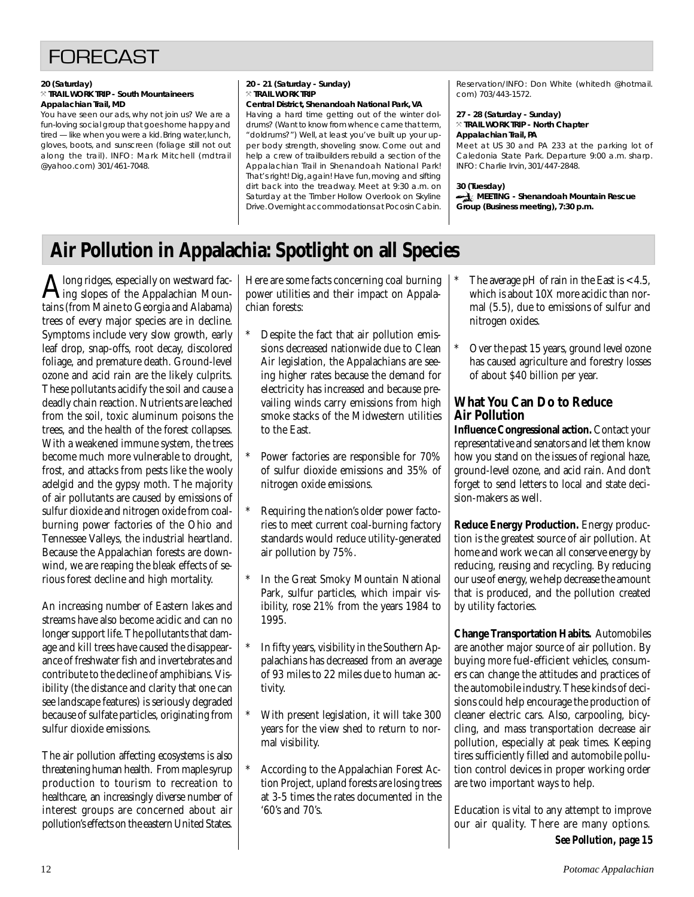## FORECAST

**20 (Saturday)**
**TRAIL WORK TRIP - South Mountaineers Appalachian Trail, MD**
You have seen our ads, why not join us? We are a fun-loving social group that goes home happy and tired — like when you were a kid. Bring water, lunch, gloves, boots, and sunscreen (foliage still not out along the trail). INFO: Mark Mitchell (mdtrail @yahoo.com) 301/461-7048.

**20 - 21 (Saturday - Sunday)**
**TRAIL WORK TRIP**
**Central District, Shenandoah National Park, VA**
Having a hard time getting out of the winter doldrums? (Want to know from whence came that term, "doldrums?") Well, at least you've built up your upper body strength, shoveling snow. Come out and help a crew of trailbuilders rebuild a section of the Appalachian Trail in Shenandoah National Park! That's right! Dig, again! Have fun, moving and sifting dirt back into the treadway. Meet at 9:30 a.m. on Saturday at the Timber Hollow Overlook on Skyline Drive. Overnight accommodations at Pocosin Cabin. Reservation/INFO: Don White (whitedh @hotmail. com) 703/443-1572.

**27 - 28 (Saturday - Sunday)**
**TRAIL WORK TRIP - North Chapter**
**Appalachian Trail, PA**
Meet at US 30 and PA 233 at the parking lot of Caledonia State Park. Departure 9:00 a.m. sharp. INFO: Charlie Irvin, 301/447-2848.

**30 (Tuesday)**
**MEETING - Shenandoah Mountain Rescue Group (Business meeting), 7:30 p.m.**

# Air Pollution in Appalachia: Spotlight on all Species

Along ridges, especially on westward facing slopes of the Appalachian Mountains (from Maine to Georgia and Alabama) trees of every major species are in decline. Symptoms include very slow growth, early leaf drop, snap-offs, root decay, discolored foliage, and premature death. Ground-level ozone and acid rain are the likely culprits. These pollutants acidify the soil and cause a deadly chain reaction. Nutrients are leached from the soil, toxic aluminum poisons the trees, and the health of the forest collapses. With a weakened immune system, the trees become much more vulnerable to drought, frost, and attacks from pests like the wooly adelgid and the gypsy moth. The majority of air pollutants are caused by emissions of sulfur dioxide and nitrogen oxide from coal-burning power factories of the Ohio and Tennessee Valleys, the industrial heartland. Because the Appalachian forests are downwind, we are reaping the bleak effects of serious forest decline and high mortality.

An increasing number of Eastern lakes and streams have also become acidic and can no longer support life. The pollutants that damage and kill trees have caused the disappearance of freshwater fish and invertebrates and contribute to the decline of amphibians. Visibility (the distance and clarity that one can see landscape features) is seriously degraded because of sulfate particles, originating from sulfur dioxide emissions.

The air pollution affecting ecosystems is also threatening human health. From maple syrup production to tourism to recreation to healthcare, an increasingly diverse number of interest groups are concerned about air pollution's effects on the eastern United States.

Here are some facts concerning coal burning power utilities and their impact on Appalachian forests:

* Despite the fact that air pollution emissions decreased nationwide due to Clean Air legislation, the Appalachians are seeing higher rates because the demand for electricity has increased and because prevailing winds carry emissions from high smoke stacks of the Midwestern utilities to the East.

* Power factories are responsible for 70% of sulfur dioxide emissions and 35% of nitrogen oxide emissions.

* Requiring the nation's older power factories to meet current coal-burning factory standards would reduce utility-generated air pollution by 75%.

* In the Great Smoky Mountain National Park, sulfur particles, which impair visibility, rose 21% from the years 1984 to 1995.

* In fifty years, visibility in the Southern Appalachians has decreased from an average of 93 miles to 22 miles due to human activity.

* With present legislation, it will take 300 years for the view shed to return to normal visibility.

* According to the Appalachian Forest Action Project, upland forests are losing trees at 3-5 times the rates documented in the '60's and 70's.

* The average pH of rain in the East is < 4.5, which is about 10X more acidic than normal (5.5), due to emissions of sulfur and nitrogen oxides.

* Over the past 15 years, ground level ozone has caused agriculture and forestry losses of about $40 billion per year.

## What You Can Do to Reduce Air Pollution

**Influence Congressional action.** Contact your representative and senators and let them know how you stand on the issues of regional haze, ground-level ozone, and acid rain. And don't forget to send letters to local and state decision-makers as well.

**Reduce Energy Production.** Energy production is the greatest source of air pollution. At home and work we can all conserve energy by reducing, reusing and recycling. By reducing our use of energy, we help decrease the amount that is produced, and the pollution created by utility factories.

**Change Transportation Habits.** Automobiles are another major source of air pollution. By buying more fuel-efficient vehicles, consumers can change the attitudes and practices of the automobile industry. These kinds of decisions could help encourage the production of cleaner electric cars. Also, carpooling, bicycling, and mass transportation decrease air pollution, especially at peak times. Keeping tires sufficiently filled and automobile pollution control devices in proper working order are two important ways to help.

Education is vital to any attempt to improve our air quality. There are many options.

***See Pollution, page 15***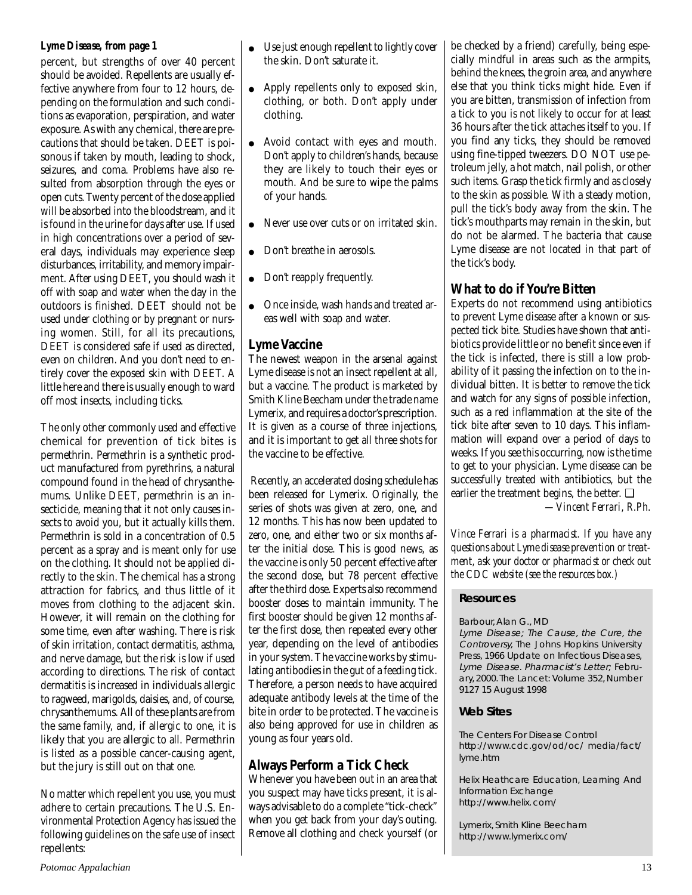***Lyme Disease, from page 1***

percent, but strengths of over 40 percent should be avoided. Repellents are usually effective anywhere from four to 12 hours, depending on the formulation and such conditions as evaporation, perspiration, and water exposure. As with any chemical, there are precautions that should be taken. DEET is poisonous if taken by mouth, leading to shock, seizures, and coma. Problems have also resulted from absorption through the eyes or open cuts. Twenty percent of the dose applied will be absorbed into the bloodstream, and it is found in the urine for days after use. If used in high concentrations over a period of several days, individuals may experience sleep disturbances, irritability, and memory impairment. After using DEET, you should wash it off with soap and water when the day in the outdoors is finished. DEET should not be used under clothing or by pregnant or nursing women. Still, for all its precautions, DEET is considered safe if used as directed, even on children. And you don't need to entirely cover the exposed skin with DEET. A little here and there is usually enough to ward off most insects, including ticks.

The only other commonly used and effective chemical for prevention of tick bites is permethrin. Permethrin is a synthetic product manufactured from pyrethrins, a natural compound found in the head of chrysanthemums. Unlike DEET, permethrin is an insecticide, meaning that it not only causes insects to avoid you, but it actually kills them. Permethrin is sold in a concentration of 0.5 percent as a spray and is meant only for use on the clothing. It should not be applied directly to the skin. The chemical has a strong attraction for fabrics, and thus little of it moves from clothing to the adjacent skin. However, it will remain on the clothing for some time, even after washing. There is risk of skin irritation, contact dermatitis, asthma, and nerve damage, but the risk is low if used according to directions. The risk of contact dermatitis is increased in individuals allergic to ragweed, marigolds, daisies, and, of course, chrysanthemums. All of these plants are from the same family, and, if allergic to one, it is likely that you are allergic to all. Permethrin is listed as a possible cancer-causing agent, but the jury is still out on that one.

No matter which repellent you use, you must adhere to certain precautions. The U.S. Environmental Protection Agency has issued the following guidelines on the safe use of insect repellents:

- Use just enough repellent to lightly cover the skin. Don't saturate it.
- Apply repellents only to exposed skin, clothing, or both. Don't apply under clothing.
- Avoid contact with eyes and mouth. Don't apply to children's hands, because they are likely to touch their eyes or mouth. And be sure to wipe the palms of your hands.
- Never use over cuts or on irritated skin.
- Don't breathe in aerosols.
- Don't reapply frequently.
- Once inside, wash hands and treated areas well with soap and water.

## Lyme Vaccine

The newest weapon in the arsenal against Lyme disease is not an insect repellent at all, but a vaccine. The product is marketed by Smith Kline Beecham under the trade name Lymerix, and requires a doctor's prescription. It is given as a course of three injections, and it is important to get all three shots for the vaccine to be effective.

Recently, an accelerated dosing schedule has been released for Lymerix. Originally, the series of shots was given at zero, one, and 12 months. This has now been updated to zero, one, and either two or six months after the initial dose. This is good news, as the vaccine is only 50 percent effective after the second dose, but 78 percent effective after the third dose. Experts also recommend booster doses to maintain immunity. The first booster should be given 12 months after the first dose, then repeated every other year, depending on the level of antibodies in your system. The vaccine works by stimulating antibodies in the gut of a feeding tick. Therefore, a person needs to have acquired adequate antibody levels at the time of the bite in order to be protected. The vaccine is also being approved for use in children as young as four years old.

## Always Perform a Tick Check

Whenever you have been out in an area that you suspect may have ticks present, it is always advisable to do a complete "tick-check" when you get back from your day's outing. Remove all clothing and check yourself (or be checked by a friend) carefully, being especially mindful in areas such as the armpits, behind the knees, the groin area, and anywhere else that you think ticks might hide. Even if you are bitten, transmission of infection from a tick to you is not likely to occur for at least 36 hours after the tick attaches itself to you. If you find any ticks, they should be removed using fine-tipped tweezers. DO NOT use petroleum jelly, a hot match, nail polish, or other such items. Grasp the tick firmly and as closely to the skin as possible. With a steady motion, pull the tick's body away from the skin. The tick's mouthparts may remain in the skin, but do not be alarmed. The bacteria that cause Lyme disease are not located in that part of the tick's body.

## What to do if You're Bitten

Experts do not recommend using antibiotics to prevent Lyme disease after a known or suspected tick bite. Studies have shown that antibiotics provide little or no benefit since even if the tick is infected, there is still a low probability of it passing the infection on to the individual bitten. It is better to remove the tick and watch for any signs of possible infection, such as a red inflammation at the site of the tick bite after seven to 10 days. This inflammation will expand over a period of days to weeks. If you see this occurring, now is the time to get to your physician. Lyme disease can be successfully treated with antibiotics, but the earlier the treatment begins, the better. ❑

*—Vincent Ferrari, R.Ph.*

*Vince Ferrari is a pharmacist. If you have any questions about Lyme disease prevention or treatment, ask your doctor or pharmacist or check out the CDC website (see the resources box.)*

### Resources

Barbour, Alan G., MD
*Lyme Disease; The Cause, the Cure, the Controversy,* The Johns Hopkins University Press, 1966 Update on Infectious Diseases, *Lyme Disease. Pharmacist's Letter;* February, 2000. The Lancet: Volume 352, Number 9127 15 August 1998

### Web Sites

The Centers For Disease Control
http://www.cdc.gov/od/oc/ media/fact/lyme.htm

Helix Heathcare Education, Learning And Information Exchange
http://www.helix.com/

Lymerix, Smith Kline Beecham
http://www.lymerix.com/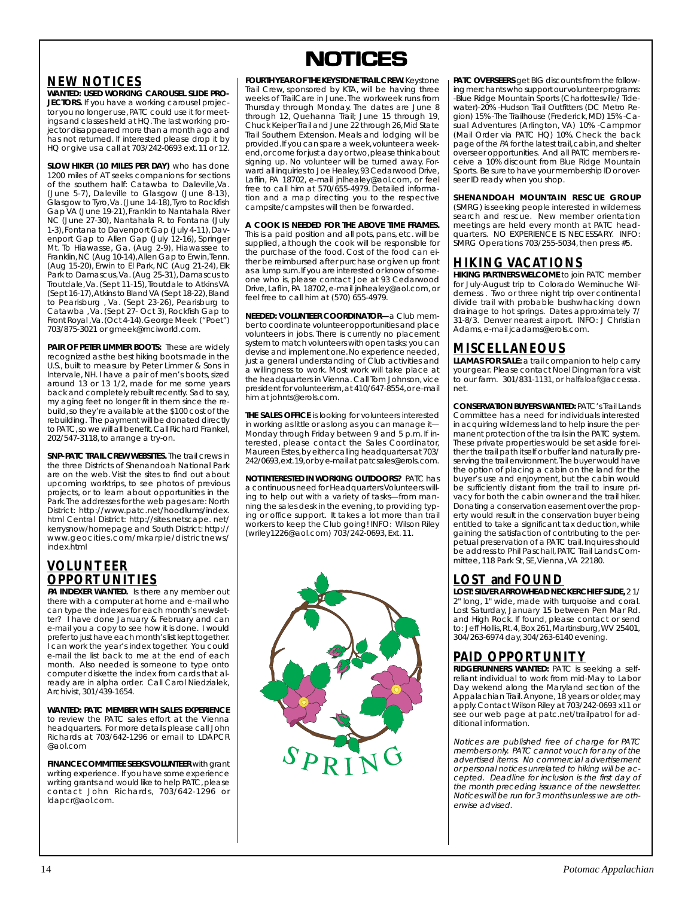# NOTICES

## NEW NOTICES

**WANTED: USED WORKING CAROUSEL SLIDE PROJECTORS.** If you have a working carousel projector you no longer use, PATC could use it for meetings and classes held at HQ. The last working projector disappeared more than a month ago and has not returned. If interested please drop it by HQ or give us a call at 703/242-0693 ext. 11 or 12.

**SLOW HIKER (10 MILES PER DAY)** who has done 1200 miles of AT seeks companions for sections of the southern half: Catawba to Daleville, Va. (June 5-7), Daleville to Glasgow (June 8-13), Glasgow to Tyro, Va. (June 14-18), Tyro to Rockfish Gap VA (June 19-21), Franklin to Nantahala River NC (June 27-30), Nantahala R. to Fontana (July 1-3), Fontana to Davenport Gap (July 4-11), Davenport Gap to Allen Gap (July 12-16), Springer Mt. To Hiawasse, Ga. (Aug 2-9), Hiawassee to Franklin, NC (Aug 10-14), Allen Gap to Erwin, Tenn. (Aug 15-20), Erwin to El Park, NC (Aug 21-24), Elk Park to Damascus, Va. (Aug 25-31), Damascus to Troutdale, Va. (Sept 11-15), Troutdale to Atkins VA (Sept 16-17), Atkins to Bland VA (Sept 18-22), Bland to Pearisburg , Va. (Sept 23-26), Pearisburg to Catawba , Va. (Sept 27- Oct 3), Rockfish Gap to Front Royal, Va. (Oct 4-14). George Meek ("Poet") 703/875-3021 or gmeek@mciworld.com.

**PAIR OF PETER LIMMER BOOTS:** These are widely recognized as the best hiking boots made in the U.S., built to measure by Peter Limmer & Sons in Intervale, NH. I have a pair of men's boots, sized around 13 or 13 1/2, made for me some years back and completely rebuilt recently. Sad to say, my aging feet no longer fit in them since the rebuild, so they're available at the $100 cost of the rebuilding. The payment will be donated directly to PATC, so we will all benefit. Call Richard Frankel, 202/547-3118, to arrange a try-on.

**SNP-PATC TRAIL CREW WEBSITES.** The trail crews in the three Districts of Shenandoah National Park are on the web. Visit the sites to find out about upcoming worktrips, to see photos of previous projects, or to learn about opportunities in the Park. The addresses for the web pages are: North District: http://www.patc.net/hoodlums/index.html Central District: http://sites.netscape.net/kerrysnow/homepage and South District: http://www.geocities.com/mkarpie/districtnews/index.html

## VOLUNTEER OPPORTUNITIES

***PA* INDEXER WANTED.** Is there any member out there with a computer at home and e-mail who can type the indexes for each month's newsletter? I have done January & February and can e-mail you a copy to see how it is done. I would prefer to just have each month's list kept together. I can work the year's index together. You could e-mail the list back to me at the end of each month. Also needed is someone to type onto computer diskette the index from cards that already are in alpha order. Call Carol Niedzialek, Archivist, 301/439-1654.

**WANTED: PATC MEMBER WITH SALES EXPERIENCE** to review the PATC sales effort at the Vienna headquarters. For more details please call John Richards at 703/642-1296 or email to LDAPCR @aol.com

**FINANCE COMMITTEE SEEKS VOLUNTEER** with grant writing experience. If you have some experience writing grants and would like to help PATC, please contact John Richards, 703/642-1296 or ldapcr@aol.com.

**FOURTH YEAR OF THE KEYSTONE TRAIL CREW.** Keystone Trail Crew, sponsored by KTA, will be having three weeks of TrailCare in June. The workweek runs from Thursday through Monday. The dates are June 8 through 12, Quehanna Trail; June 15 through 19, Chuck Keiper Trail and June 22 through 26, Mid State Trail Southern Extension. Meals and lodging will be provided. If you can spare a week, volunteer a weekend, or come for just a day or two, please think about signing up. No volunteer will be turned away. Forward all inquiries to Joe Healey, 93 Cedarwood Drive, Laflin, PA 18702, e-mail jnlhealey@aol.com, or feel free to call him at 570/655-4979. Detailed information and a map directing you to the respective campsite/campsites will then be forwarded.

**A COOK IS NEEDED FOR THE ABOVE TIME FRAMES.** This is a paid position and all pots, pans, etc. will be supplied, although the cook will be responsible for the purchase of the food. Cost of the food can either be reimbursed after purchase or given up front as a lump sum. If you are interested or know of someone who is, please contact Joe at 93 Cedarwood Drive, Laflin, PA 18702, e-mail jnlhealey@aol.com, or feel free to call him at (570) 655-4979.

**NEEDED: VOLUNTEER COORDINATOR—**a Club member to coordinate volunteer opportunities and place volunteers in jobs. There is currently no placement system to match volunteers with open tasks; you can devise and implement one. No experience needed, just a general understanding of Club activities and a willingness to work. Most work will take place at the headquarters in Vienna. Call Tom Johnson, vice president for volunteerism, at 410/647-8554, or e-mail him at johnts@erols.com.

**THE SALES OFFICE** is looking for volunteers interested in working as little or as long as you can manage it—Monday through Friday between 9 and 5 p.m. If interested, please contact the Sales Coordinator, Maureen Estes, by either calling headquarters at 703/242/0693, ext. 19, or by e-mail at patcsales@erols.com.

**NOT INTERESTED IN WORKING OUTDOORS?** PATC has a continuous need for Headquarters Volunteers willing to help out with a variety of tasks—from manning the sales desk in the evening, to providing typing or office support. It takes a lot more than trail workers to keep the Club going! INFO: Wilson Riley (wriley1226@aol.com) 703/242-0693, Ext. 11.

SPRING

**PATC OVERSEERS** get BIG discounts from the following merchants who support our volunteer programs: -Blue Ridge Mountain Sports (Charlottesville/ Tidewater)-20% -Hudson Trail Outfitters (DC Metro Region) 15% -The Trailhouse (Frederick, MD) 15% -Casual Adventures (Arlington, VA) 10% -Campmor (Mail Order via PATC HQ) 10%. Check the back page of the *PA* for the latest trail, cabin, and shelter overseer opportunities. And all PATC members receive a 10% discount from Blue Ridge Mountain Sports. Be sure to have your membership ID or overseer ID ready when you shop.

**SHENANDOAH MOUNTAIN RESCUE GROUP** (SMRG) is seeking people interested in wilderness search and rescue. New member orientation meetings are held every month at PATC headquarters. NO EXPERIENCE IS NECESSARY. INFO: SMRG Operations 703/255-5034, then press #5.

## HIKING VACATIONS

**HIKING PARTNERS WELCOME** to join PATC member for July-August trip to Colorado Weminuche Wilderness . Two or three night trip over continental divide trail with probable bushwhacking down drainage to hot springs. Dates approximately 7/31-8/3. Denver nearest airport. INFO: J Christian Adams, e-mail jcadams@erols.com.

## MISCELLANEOUS

**LLAMAS FOR SALE:** a trail companion to help carry your gear. Please contact Noel Dingman for a visit to our farm. 301/831-1131, or halfaloaf@accessa.net.

**CONSERVATION BUYERS WANTED:** PATC's Trail Lands Committee has a need for individuals interested in acquiring wilderness land to help insure the permanent protection of the trails in the PATC system. These private properties would be set aside for either the trail path itself or buffer land naturally preserving the trail environment. The buyer would have the option of placing a cabin on the land for the buyer's use and enjoyment, but the cabin would be sufficiently distant from the trail to insure privacy for both the cabin owner and the trail hiker. Donating a conservation easement over the property would result in the conservation buyer being entitled to take a significant tax deduction, while gaining the satisfaction of contributing to the perpetual preservation of a PATC trail. Inquires should be address to Phil Paschall, PATC Trail Lands Committee, 118 Park St, SE, Vienna, VA 22180.

## LOST and FOUND

**LOST: SILVER ARROWHEAD NECKERCHIEF SLIDE,** 2 1/2" long, 1" wide, made with turquoise and coral. Lost Saturday, January 15 between Pen Mar Rd. and High Rock. If found, please contact or send to: Jeff Hollis, Rt. 4, Box 261, Martinsburg, WV 25401, 304/263-6974 day, 304/263-6140 evening.

## PAID OPPORTUNITY

**RIDGERUNNERS WANTED:** PATC is seeking a self-reliant individual to work from mid-May to Labor Day wekend along the Maryland section of the Appalachian Trail. Anyone, 18 years or older, may apply. Contact Wilson Riley at 703/242-0693 x11 or see our web page at patc.net/trailpatrol for additional information.

*Notices are published free of charge for PATC members only. PATC cannot vouch for any of the advertised items. No commercial advertisement or personal notices unrelated to hiking will be accepted. Deadline for inclusion is the first day of the month preceding issuance of the newsletter. Notices will be run for 3 months unless we are otherwise advised.*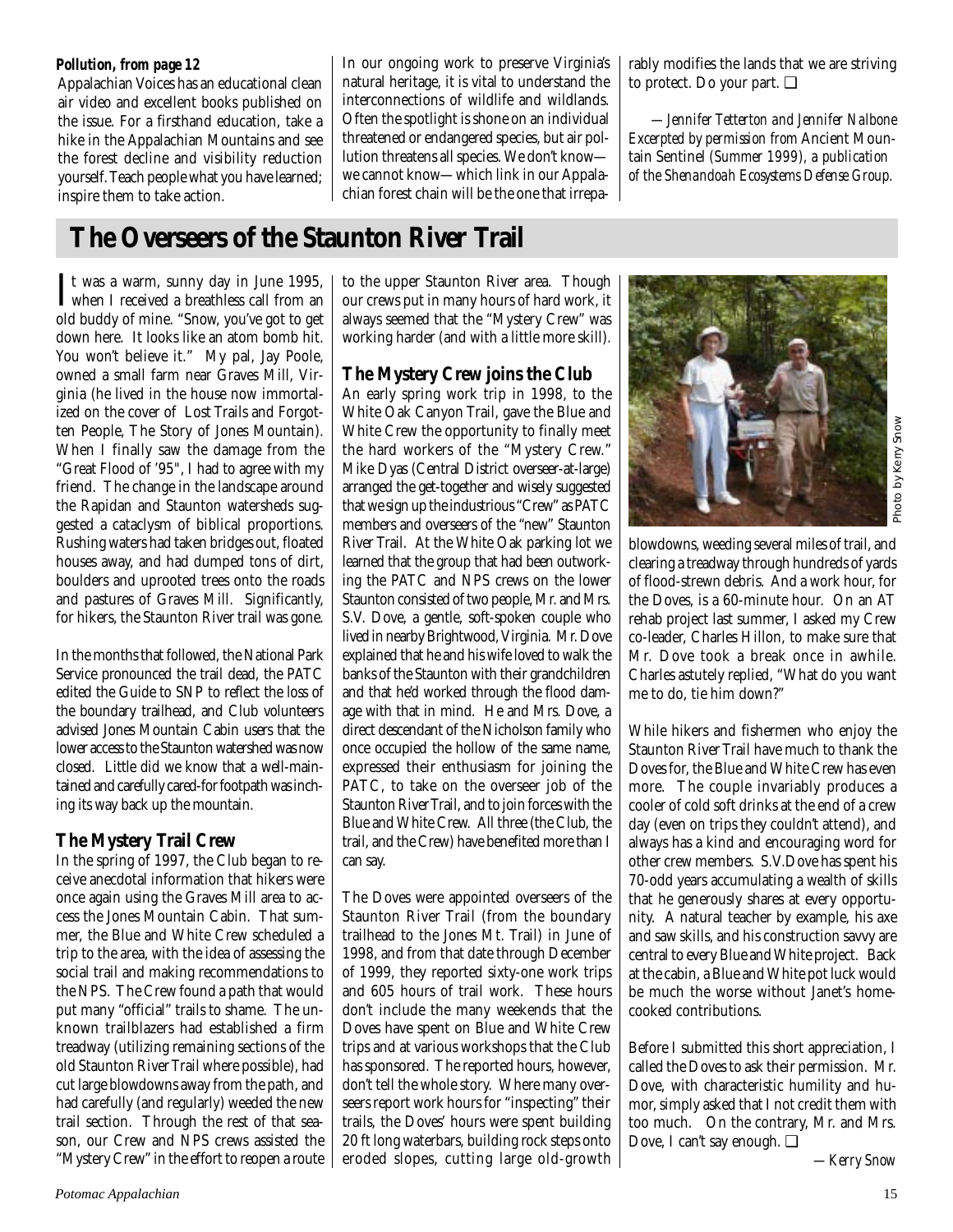**Pollution, from page 12**

Appalachian Voices has an educational clean air video and excellent books published on the issue. For a firsthand education, take a hike in the Appalachian Mountains and see the forest decline and visibility reduction yourself. Teach people what you have learned; inspire them to take action.

In our ongoing work to preserve Virginia's natural heritage, it is vital to understand the interconnections of wildlife and wildlands. Often the spotlight is shone on an individual threatened or endangered species, but air pollution threatens all species. We don't know—we cannot know—which link in our Appalachian forest chain will be the one that irreparably modifies the lands that we are striving to protect. Do your part. ❑

*—Jennifer Tetterton and Jennifer Nalbone Excerpted by permission from* Ancient Mountain Sentinel *(Summer 1999), a publication of the Shenandoah Ecosystems Defense Group.*

# The Overseers of the Staunton River Trail

It was a warm, sunny day in June 1995, when I received a breathless call from an old buddy of mine. "Snow, you've got to get down here. It looks like an atom bomb hit. You won't believe it." My pal, Jay Poole, owned a small farm near Graves Mill, Virginia (he lived in the house now immortalized on the cover of Lost Trails and Forgotten People, The Story of Jones Mountain). When I finally saw the damage from the "Great Flood of '95", I had to agree with my friend. The change in the landscape around the Rapidan and Staunton watersheds suggested a cataclysm of biblical proportions. Rushing waters had taken bridges out, floated houses away, and had dumped tons of dirt, boulders and uprooted trees onto the roads and pastures of Graves Mill. Significantly, for hikers, the Staunton River trail was gone.

In the months that followed, the National Park Service pronounced the trail dead, the PATC edited the Guide to SNP to reflect the loss of the boundary trailhead, and Club volunteers advised Jones Mountain Cabin users that the lower access to the Staunton watershed was now closed. Little did we know that a well-maintained and carefully cared-for footpath was inching its way back up the mountain.

## The Mystery Trail Crew

In the spring of 1997, the Club began to receive anecdotal information that hikers were once again using the Graves Mill area to access the Jones Mountain Cabin. That summer, the Blue and White Crew scheduled a trip to the area, with the idea of assessing the social trail and making recommendations to the NPS. The Crew found a path that would put many "official" trails to shame. The unknown trailblazers had established a firm treadway (utilizing remaining sections of the old Staunton River Trail where possible), had cut large blowdowns away from the path, and had carefully (and regularly) weeded the new trail section. Through the rest of that season, our Crew and NPS crews assisted the "Mystery Crew" in the effort to reopen a route to the upper Staunton River area. Though our crews put in many hours of hard work, it always seemed that the "Mystery Crew" was working harder (and with a little more skill).

## The Mystery Crew joins the Club

An early spring work trip in 1998, to the White Oak Canyon Trail, gave the Blue and White Crew the opportunity to finally meet the hard workers of the "Mystery Crew." Mike Dyas (Central District overseer-at-large) arranged the get-together and wisely suggested that we sign up the industrious "Crew" as PATC members and overseers of the "new" Staunton River Trail. At the White Oak parking lot we learned that the group that had been outworking the PATC and NPS crews on the lower Staunton consisted of two people, Mr. and Mrs. S.V. Dove, a gentle, soft-spoken couple who lived in nearby Brightwood, Virginia. Mr. Dove explained that he and his wife loved to walk the banks of the Staunton with their grandchildren and that he'd worked through the flood damage with that in mind. He and Mrs. Dove, a direct descendant of the Nicholson family who once occupied the hollow of the same name, expressed their enthusiasm for joining the PATC, to take on the overseer job of the Staunton River Trail, and to join forces with the Blue and White Crew. All three (the Club, the trail, and the Crew) have benefited more than I can say.

The Doves were appointed overseers of the Staunton River Trail (from the boundary trailhead to the Jones Mt. Trail) in June of 1998, and from that date through December of 1999, they reported sixty-one work trips and 605 hours of trail work. These hours don't include the many weekends that the Doves have spent on Blue and White Crew trips and at various workshops that the Club has sponsored. The reported hours, however, don't tell the whole story. Where many overseers report work hours for "inspecting" their trails, the Doves' hours were spent building 20 ft long waterbars, building rock steps onto eroded slopes, cutting large old-growth blowdowns, weeding several miles of trail, and clearing a treadway through hundreds of yards of flood-strewn debris. And a work hour, for the Doves, is a 60-minute hour. On an AT rehab project last summer, I asked my Crew co-leader, Charles Hillon, to make sure that Mr. Dove took a break once in awhile. Charles astutely replied, "What do you want me to do, tie him down?"

Photo by Kerry Snow

While hikers and fishermen who enjoy the Staunton River Trail have much to thank the Doves for, the Blue and White Crew has even more. The couple invariably produces a cooler of cold soft drinks at the end of a crew day (even on trips they couldn't attend), and always has a kind and encouraging word for other crew members. S.V. Dove has spent his 70-odd years accumulating a wealth of skills that he generously shares at every opportunity. A natural teacher by example, his axe and saw skills, and his construction savvy are central to every Blue and White project. Back at the cabin, a Blue and White pot luck would be much the worse without Janet's home-cooked contributions.

Before I submitted this short appreciation, I called the Doves to ask their permission. Mr. Dove, with characteristic humility and humor, simply asked that I not credit them with too much. On the contrary, Mr. and Mrs. Dove, I can't say enough. ❑

*—Kerry Snow*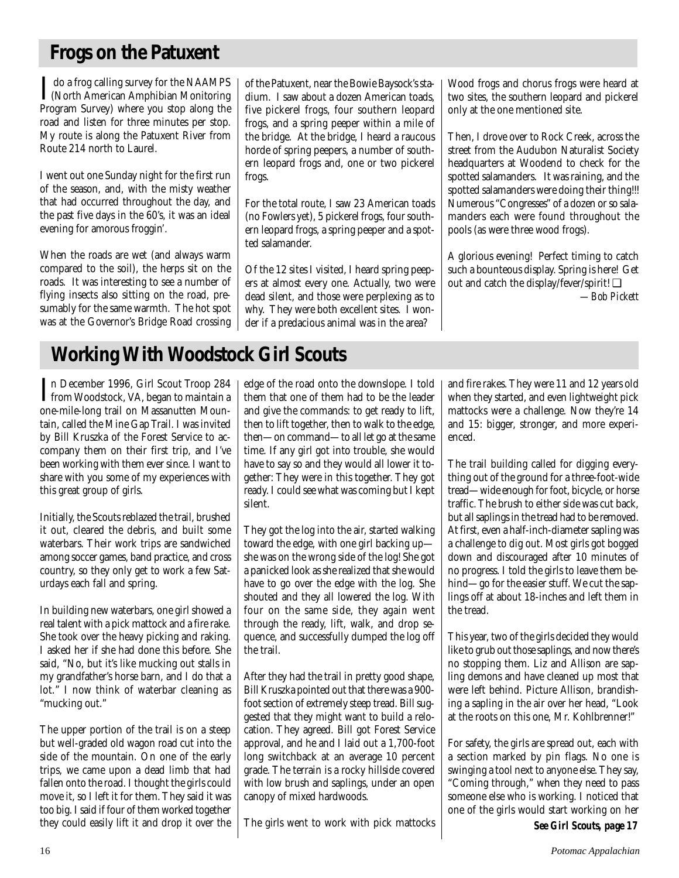## Frogs on the Patuxent

I do a frog calling survey for the NAAMPS (North American Amphibian Monitoring Program Survey) where you stop along the road and listen for three minutes per stop. My route is along the Patuxent River from Route 214 north to Laurel.

I went out one Sunday night for the first run of the season, and, with the misty weather that had occurred throughout the day, and the past five days in the 60's, it was an ideal evening for amorous froggin'.

When the roads are wet (and always warm compared to the soil), the herps sit on the roads. It was interesting to see a number of flying insects also sitting on the road, presumably for the same warmth. The hot spot was at the Governor's Bridge Road crossing of the Patuxent, near the Bowie Baysock's stadium. I saw about a dozen American toads, five pickerel frogs, four southern leopard frogs, and a spring peeper within a mile of the bridge. At the bridge, I heard a raucous horde of spring peepers, a number of southern leopard frogs and, one or two pickerel frogs.

For the total route, I saw 23 American toads (no Fowlers yet), 5 pickerel frogs, four southern leopard frogs, a spring peeper and a spotted salamander.

Of the 12 sites I visited, I heard spring peepers at almost every one. Actually, two were dead silent, and those were perplexing as to why. They were both excellent sites. I wonder if a predacious animal was in the area? Wood frogs and chorus frogs were heard at two sites, the southern leopard and pickerel only at the one mentioned site.

Then, I drove over to Rock Creek, across the street from the Audubon Naturalist Society headquarters at Woodend to check for the spotted salamanders. It was raining, and the spotted salamanders were doing their thing!!! Numerous "Congresses" of a dozen or so salamanders each were found throughout the pools (as were three wood frogs).

A glorious evening! Perfect timing to catch such a bounteous display. Spring is here! Get out and catch the display/fever/spirit! ❑

*—Bob Pickett*

## Working With Woodstock Girl Scouts

In December 1996, Girl Scout Troop 284 from Woodstock, VA, began to maintain a one-mile-long trail on Massanutten Mountain, called the Mine Gap Trail. I was invited by Bill Kruszka of the Forest Service to accompany them on their first trip, and I've been working with them ever since. I want to share with you some of my experiences with this great group of girls.

Initially, the Scouts reblazed the trail, brushed it out, cleared the debris, and built some waterbars. Their work trips are sandwiched among soccer games, band practice, and cross country, so they only get to work a few Saturdays each fall and spring.

In building new waterbars, one girl showed a real talent with a pick mattock and a fire rake. She took over the heavy picking and raking. I asked her if she had done this before. She said, "No, but it's like mucking out stalls in my grandfather's horse barn, and I do that a lot." I now think of waterbar cleaning as "mucking out."

The upper portion of the trail is on a steep but well-graded old wagon road cut into the side of the mountain. On one of the early trips, we came upon a dead limb that had fallen onto the road. I thought the girls could move it, so I left it for them. They said it was too big. I said if four of them worked together they could easily lift it and drop it over the edge of the road onto the downslope. I told them that one of them had to be the leader and give the commands: to get ready to lift, then to lift together, then to walk to the edge, then—on command—to all let go at the same time. If any girl got into trouble, she would have to say so and they would all lower it together: They were in this together. They got ready. I could see what was coming but I kept silent.

They got the log into the air, started walking toward the edge, with one girl backing up—she was on the wrong side of the log! She got a panicked look as she realized that she would have to go over the edge with the log. She shouted and they all lowered the log. With four on the same side, they again went through the ready, lift, walk, and drop sequence, and successfully dumped the log off the trail.

After they had the trail in pretty good shape, Bill Kruszka pointed out that there was a 900-foot section of extremely steep tread. Bill suggested that they might want to build a relocation. They agreed. Bill got Forest Service approval, and he and I laid out a 1,700-foot long switchback at an average 10 percent grade. The terrain is a rocky hillside covered with low brush and saplings, under an open canopy of mixed hardwoods.

The girls went to work with pick mattocks and fire rakes. They were 11 and 12 years old when they started, and even lightweight pick mattocks were a challenge. Now they're 14 and 15: bigger, stronger, and more experienced.

The trail building called for digging everything out of the ground for a three-foot-wide tread—wide enough for foot, bicycle, or horse traffic. The brush to either side was cut back, but all saplings in the tread had to be removed. At first, even a half-inch-diameter sapling was a challenge to dig out. Most girls got bogged down and discouraged after 10 minutes of no progress. I told the girls to leave them behind—go for the easier stuff. We cut the saplings off at about 18-inches and left them in the tread.

This year, two of the girls decided they would like to grub out those saplings, and now there's no stopping them. Liz and Allison are sapling demons and have cleaned up most that were left behind. Picture Allison, brandishing a sapling in the air over her head, "Look at the roots on this one, Mr. Kohlbrenner!"

For safety, the girls are spread out, each with a section marked by pin flags. No one is swinging a tool next to anyone else. They say, "Coming through," when they need to pass someone else who is working. I noticed that one of the girls would start working on her

***See Girl Scouts, page 17***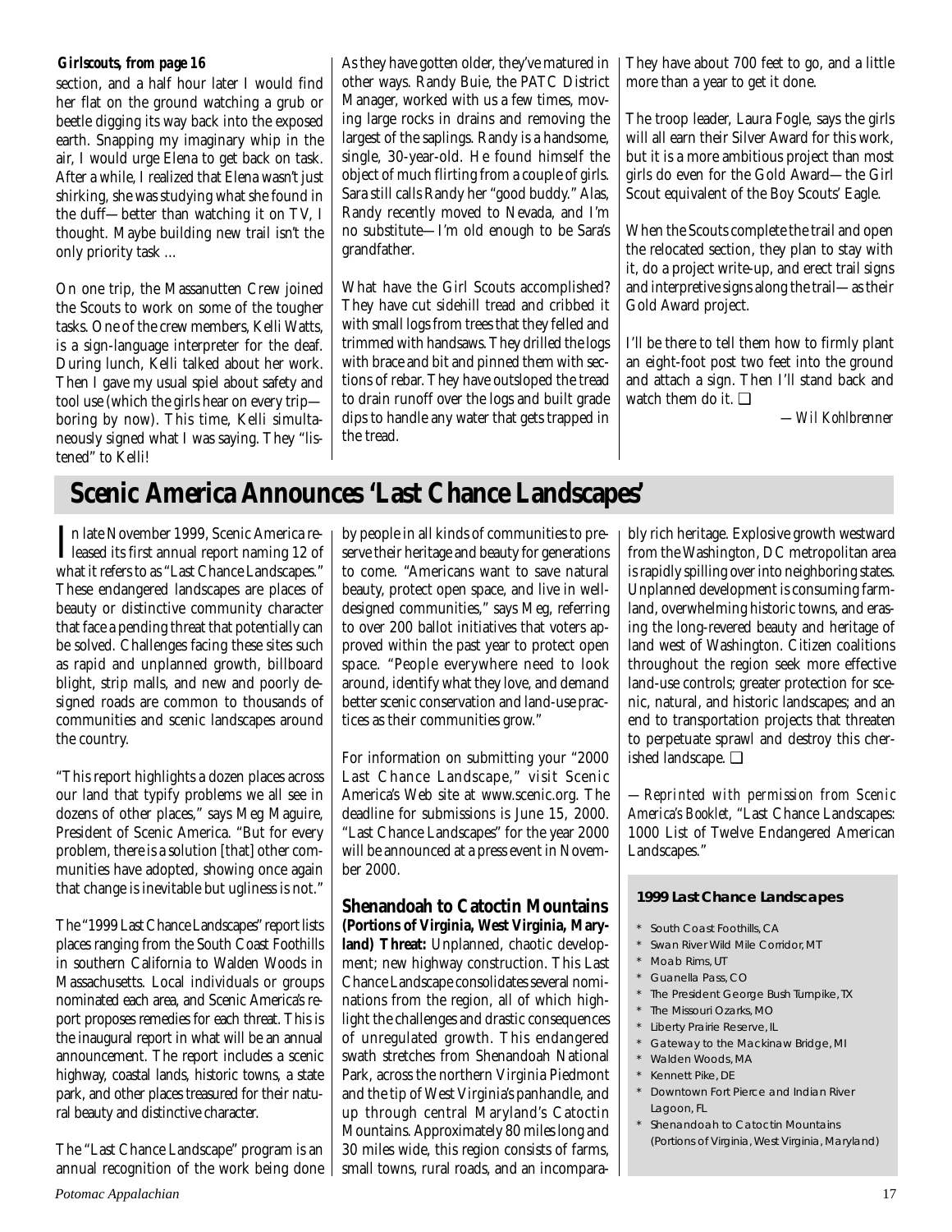**Girlscouts, from page 16**

section, and a half hour later I would find her flat on the ground watching a grub or beetle digging its way back into the exposed earth. Snapping my imaginary whip in the air, I would urge Elena to get back on task. After a while, I realized that Elena wasn't just shirking, she was studying what she found in the duff—better than watching it on TV, I thought. Maybe building new trail isn't the only priority task ...

On one trip, the Massanutten Crew joined the Scouts to work on some of the tougher tasks. One of the crew members, Kelli Watts, is a sign-language interpreter for the deaf. During lunch, Kelli talked about her work. Then I gave my usual spiel about safety and tool use (which the girls hear on every trip—boring by now). This time, Kelli simultaneously signed what I was saying. They "listened" to Kelli!

As they have gotten older, they've matured in other ways. Randy Buie, the PATC District Manager, worked with us a few times, moving large rocks in drains and removing the largest of the saplings. Randy is a handsome, single, 30-year-old. He found himself the object of much flirting from a couple of girls. Sara still calls Randy her "good buddy." Alas, Randy recently moved to Nevada, and I'm no substitute—I'm old enough to be Sara's grandfather.

What have the Girl Scouts accomplished? They have cut sidehill tread and cribbed it with small logs from trees that they felled and trimmed with handsaws. They drilled the logs with brace and bit and pinned them with sections of rebar. They have outsloped the tread to drain runoff over the logs and built grade dips to handle any water that gets trapped in the tread.

They have about 700 feet to go, and a little more than a year to get it done.

The troop leader, Laura Fogle, says the girls will all earn their Silver Award for this work, but it is a more ambitious project than most girls do even for the Gold Award—the Girl Scout equivalent of the Boy Scouts' Eagle.

When the Scouts complete the trail and open the relocated section, they plan to stay with it, do a project write-up, and erect trail signs and interpretive signs along the trail—as their Gold Award project.

I'll be there to tell them how to firmly plant an eight-foot post two feet into the ground and attach a sign. Then I'll stand back and watch them do it. ❑

*—Wil Kohlbrenner*

# Scenic America Announces 'Last Chance Landscapes'

In late November 1999, Scenic America released its first annual report naming 12 of what it refers to as "Last Chance Landscapes." These endangered landscapes are places of beauty or distinctive community character that face a pending threat that potentially can be solved. Challenges facing these sites such as rapid and unplanned growth, billboard blight, strip malls, and new and poorly designed roads are common to thousands of communities and scenic landscapes around the country.

"This report highlights a dozen places across our land that typify problems we all see in dozens of other places," says Meg Maguire, President of Scenic America. "But for every problem, there is a solution [that] other communities have adopted, showing once again that change is inevitable but ugliness is not."

The "1999 Last Chance Landscapes" report lists places ranging from the South Coast Foothills in southern California to Walden Woods in Massachusetts. Local individuals or groups nominated each area, and Scenic America's report proposes remedies for each threat. This is the inaugural report in what will be an annual announcement. The report includes a scenic highway, coastal lands, historic towns, a state park, and other places treasured for their natural beauty and distinctive character.

The "Last Chance Landscape" program is an annual recognition of the work being done by people in all kinds of communities to preserve their heritage and beauty for generations to come. "Americans want to save natural beauty, protect open space, and live in well-designed communities," says Meg, referring to over 200 ballot initiatives that voters approved within the past year to protect open space. "People everywhere need to look around, identify what they love, and demand better scenic conservation and land-use practices as their communities grow."

For information on submitting your "2000 Last Chance Landscape," visit Scenic America's Web site at www.scenic.org. The deadline for submissions is June 15, 2000. "Last Chance Landscapes" for the year 2000 will be announced at a press event in November 2000.

### Shenandoah to Catoctin Mountains

**(Portions of Virginia, West Virginia, Maryland) Threat:** Unplanned, chaotic development; new highway construction. This Last Chance Landscape consolidates several nominations from the region, all of which highlight the challenges and drastic consequences of unregulated growth. This endangered swath stretches from Shenandoah National Park, across the northern Virginia Piedmont and the tip of West Virginia's panhandle, and up through central Maryland's Catoctin Mountains. Approximately 80 miles long and 30 miles wide, this region consists of farms, small towns, rural roads, and an incomparably rich heritage. Explosive growth westward from the Washington, DC metropolitan area is rapidly spilling over into neighboring states. Unplanned development is consuming farmland, overwhelming historic towns, and erasing the long-revered beauty and heritage of land west of Washington. Citizen coalitions throughout the region seek more effective land-use controls; greater protection for scenic, natural, and historic landscapes; and an end to transportation projects that threaten to perpetuate sprawl and destroy this cherished landscape. ❑

*—Reprinted with permission from Scenic America's Booklet,* "Last Chance Landscapes: 1000 List of Twelve Endangered American Landscapes."

**1999 Last Chance Landscapes**

- South Coast Foothills, CA
- Swan River Wild Mile Corridor, MT
- Moab Rims, UT
- Guanella Pass, CO
- The President George Bush Turnpike, TX
- The Missouri Ozarks, MO
- Liberty Prairie Reserve, IL
- Gateway to the Mackinaw Bridge, MI
- Walden Woods, MA
- Kennett Pike, DE
- Downtown Fort Pierce and Indian River Lagoon, FL
- Shenandoah to Catoctin Mountains (Portions of Virginia, West Virginia, Maryland)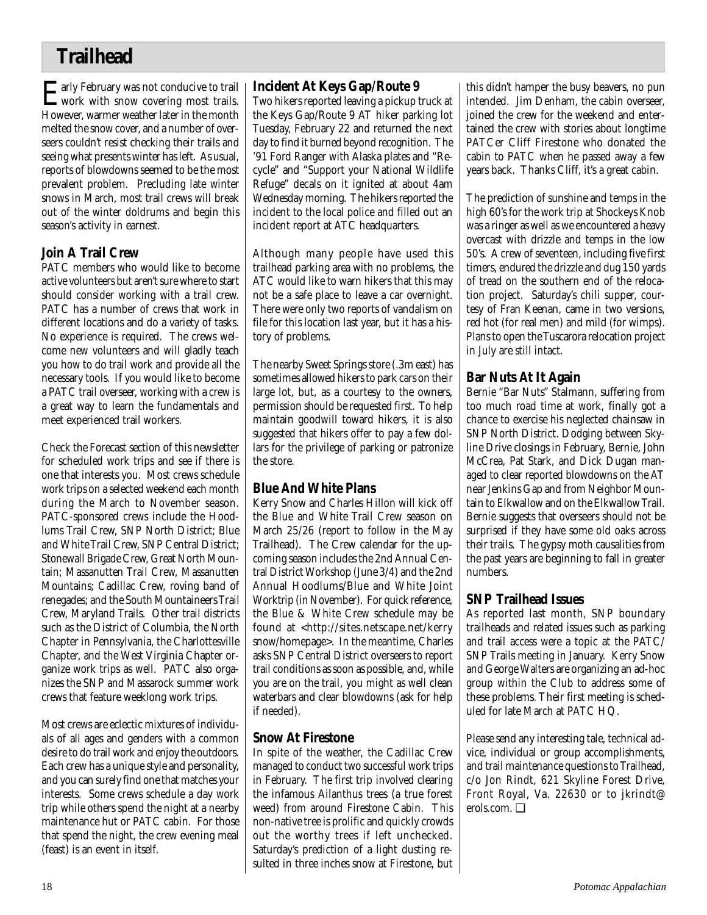# Trailhead

Early February was not conducive to trail work with snow covering most trails. However, warmer weather later in the month melted the snow cover, and a number of overseers couldn't resist checking their trails and seeing what presents winter has left. As usual, reports of blowdowns seemed to be the most prevalent problem. Precluding late winter snows in March, most trail crews will break out of the winter doldrums and begin this season's activity in earnest.

## Join A Trail Crew

PATC members who would like to become active volunteers but aren't sure where to start should consider working with a trail crew. PATC has a number of crews that work in different locations and do a variety of tasks. No experience is required. The crews welcome new volunteers and will gladly teach you how to do trail work and provide all the necessary tools. If you would like to become a PATC trail overseer, working with a crew is a great way to learn the fundamentals and meet experienced trail workers.

Check the Forecast section of this newsletter for scheduled work trips and see if there is one that interests you. Most crews schedule work trips on a selected weekend each month during the March to November season. PATC-sponsored crews include the Hoodlums Trail Crew, SNP North District; Blue and White Trail Crew, SNP Central District; Stonewall Brigade Crew, Great North Mountain; Massanutten Trail Crew, Massanutten Mountains; Cadillac Crew, roving band of renegades; and the South Mountaineers Trail Crew, Maryland Trails. Other trail districts such as the District of Columbia, the North Chapter in Pennsylvania, the Charlottesville Chapter, and the West Virginia Chapter organize work trips as well. PATC also organizes the SNP and Massarock summer work crews that feature weeklong work trips.

Most crews are eclectic mixtures of individuals of all ages and genders with a common desire to do trail work and enjoy the outdoors. Each crew has a unique style and personality, and you can surely find one that matches your interests. Some crews schedule a day work trip while others spend the night at a nearby maintenance hut or PATC cabin. For those that spend the night, the crew evening meal (feast) is an event in itself.

## Incident At Keys Gap/Route 9

Two hikers reported leaving a pickup truck at the Keys Gap/Route 9 AT hiker parking lot Tuesday, February 22 and returned the next day to find it burned beyond recognition. The '91 Ford Ranger with Alaska plates and "Recycle" and "Support your National Wildlife Refuge" decals on it ignited at about 4am Wednesday morning. The hikers reported the incident to the local police and filled out an incident report at ATC headquarters.

Although many people have used this trailhead parking area with no problems, the ATC would like to warn hikers that this may not be a safe place to leave a car overnight. There were only two reports of vandalism on file for this location last year, but it has a history of problems.

The nearby Sweet Springs store (.3m east) has sometimes allowed hikers to park cars on their large lot, but, as a courtesy to the owners, permission should be requested first. To help maintain goodwill toward hikers, it is also suggested that hikers offer to pay a few dollars for the privilege of parking or patronize the store.

## Blue And White Plans

Kerry Snow and Charles Hillon will kick off the Blue and White Trail Crew season on March 25/26 (report to follow in the May Trailhead). The Crew calendar for the upcoming season includes the 2nd Annual Central District Workshop (June 3/4) and the 2nd Annual Hoodlums/Blue and White Joint Worktrip (in November). For quick reference, the Blue & White Crew schedule may be found at <http://sites.netscape.net/kerry snow/homepage>. In the meantime, Charles asks SNP Central District overseers to report trail conditions as soon as possible, and, while you are on the trail, you might as well clean waterbars and clear blowdowns (ask for help if needed).

## Snow At Firestone

In spite of the weather, the Cadillac Crew managed to conduct two successful work trips in February. The first trip involved clearing the infamous Ailanthus trees (a true forest weed) from around Firestone Cabin. This non-native tree is prolific and quickly crowds out the worthy trees if left unchecked. Saturday's prediction of a light dusting resulted in three inches snow at Firestone, but this didn't hamper the busy beavers, no pun intended. Jim Denham, the cabin overseer, joined the crew for the weekend and entertained the crew with stories about longtime PATCer Cliff Firestone who donated the cabin to PATC when he passed away a few years back. Thanks Cliff, it's a great cabin.

The prediction of sunshine and temps in the high 60's for the work trip at Shockeys Knob was a ringer as well as we encountered a heavy overcast with drizzle and temps in the low 50's. A crew of seventeen, including five first timers, endured the drizzle and dug 150 yards of tread on the southern end of the relocation project. Saturday's chili supper, courtesy of Fran Keenan, came in two versions, red hot (for real men) and mild (for wimps). Plans to open the Tuscarora relocation project in July are still intact.

## Bar Nuts At It Again

Bernie "Bar Nuts" Stalmann, suffering from too much road time at work, finally got a chance to exercise his neglected chainsaw in SNP North District. Dodging between Skyline Drive closings in February, Bernie, John McCrea, Pat Stark, and Dick Dugan managed to clear reported blowdowns on the AT near Jenkins Gap and from Neighbor Mountain to Elkwallow and on the Elkwallow Trail. Bernie suggests that overseers should not be surprised if they have some old oaks across their trails. The gypsy moth causalities from the past years are beginning to fall in greater numbers.

## SNP Trailhead Issues

As reported last month, SNP boundary trailheads and related issues such as parking and trail access were a topic at the PATC/SNP Trails meeting in January. Kerry Snow and George Walters are organizing an ad-hoc group within the Club to address some of these problems. Their first meeting is scheduled for late March at PATC HQ.

Please send any interesting tale, technical advice, individual or group accomplishments, and trail maintenance questions to Trailhead, c/o Jon Rindt, 621 Skyline Forest Drive, Front Royal, Va. 22630 or to jkrindt@erols.com. ❑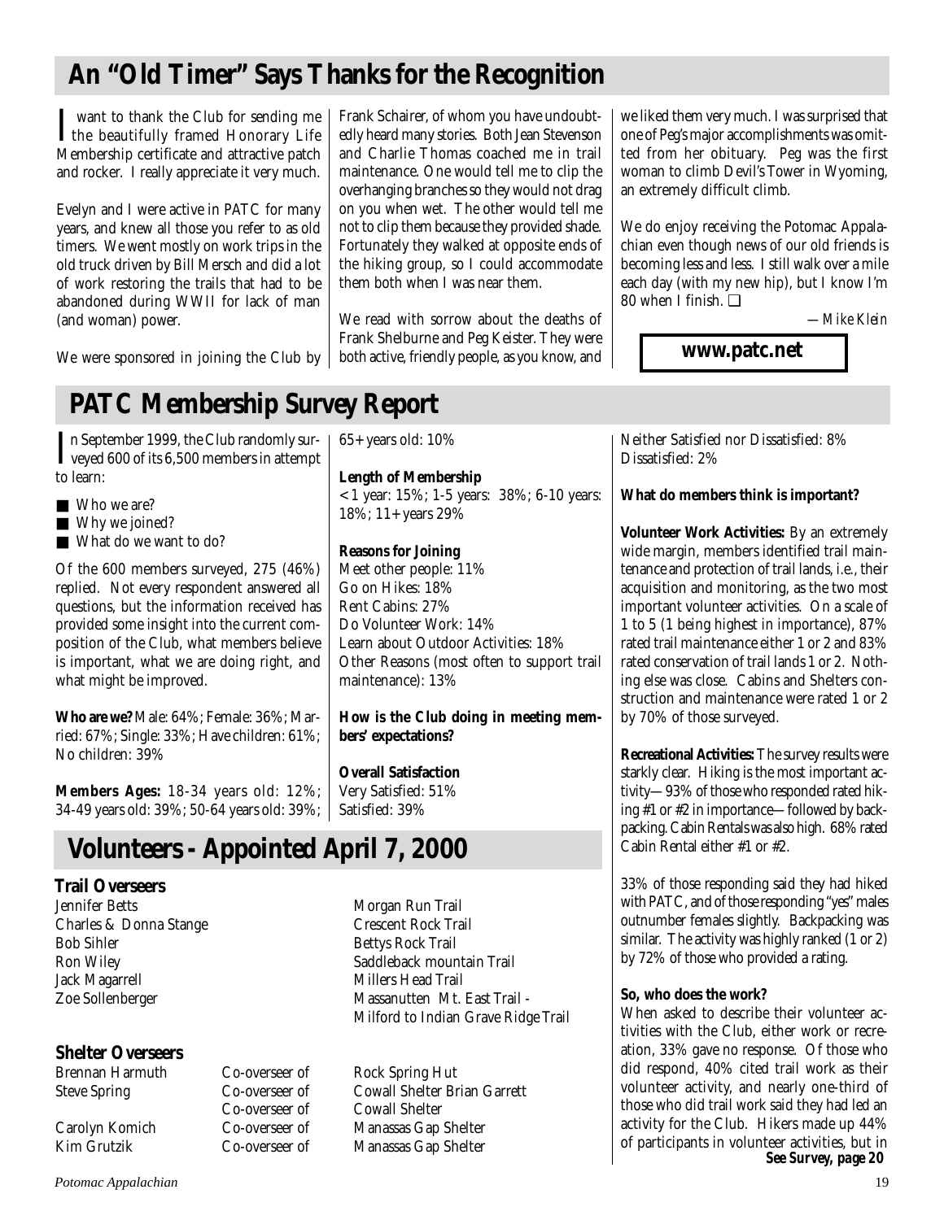## An "Old Timer" Says Thanks for the Recognition

I want to thank the Club for sending me the beautifully framed Honorary Life Membership certificate and attractive patch and rocker. I really appreciate it very much.

Evelyn and I were active in PATC for many years, and knew all those you refer to as old timers. We went mostly on work trips in the old truck driven by Bill Mersch and did a lot of work restoring the trails that had to be abandoned during WWII for lack of man (and woman) power.

We were sponsored in joining the Club by Frank Schairer, of whom you have undoubtedly heard many stories. Both Jean Stevenson and Charlie Thomas coached me in trail maintenance. One would tell me to clip the overhanging branches so they would not drag on you when wet. The other would tell me not to clip them because they provided shade. Fortunately they walked at opposite ends of the hiking group, so I could accommodate them both when I was near them.

We read with sorrow about the deaths of Frank Shelburne and Peg Keister. They were both active, friendly people, as you know, and we liked them very much. I was surprised that one of Peg's major accomplishments was omitted from her obituary. Peg was the first woman to climb Devil's Tower in Wyoming, an extremely difficult climb.

We do enjoy receiving the Potomac Appalachian even though news of our old friends is becoming less and less. I still walk over a mile each day (with my new hip), but I know I'm 80 when I finish. ❑

*—Mike Klein*

**www.patc.net**

## PATC Membership Survey Report

In September 1999, the Club randomly surveyed 600 of its 6,500 members in attempt to learn:

- Who we are?
- Why we joined?
- What do we want to do?

Of the 600 members surveyed, 275 (46%) replied. Not every respondent answered all questions, but the information received has provided some insight into the current composition of the Club, what members believe is important, what we are doing right, and what might be improved.

**Who are we?** Male: 64%; Female: 36%; Married: 67%; Single: 33%; Have children: 61%; No children: 39%

**Members Ages:** 18-34 years old: 12%; 34-49 years old: 39%; 50-64 years old: 39%; 65+ years old: 10%

**Length of Membership**
< 1 year: 15%; 1-5 years: 38%; 6-10 years: 18%; 11+ years 29%

**Reasons for Joining**
Meet other people: 11%
Go on Hikes: 18%
Rent Cabins: 27%
Do Volunteer Work: 14%
Learn about Outdoor Activities: 18%
Other Reasons (most often to support trail maintenance): 13%

**How is the Club doing in meeting members' expectations?**

**Overall Satisfaction**
Very Satisfied: 51%
Satisfied: 39%
Neither Satisfied nor Dissatisfied: 8%
Dissatisfied: 2%

**What do members think is important?**

**Volunteer Work Activities:** By an extremely wide margin, members identified trail maintenance and protection of trail lands, i.e., their acquisition and monitoring, as the two most important volunteer activities. On a scale of 1 to 5 (1 being highest in importance), 87% rated trail maintenance either 1 or 2 and 83% rated conservation of trail lands 1 or 2. Nothing else was close. Cabins and Shelters construction and maintenance were rated 1 or 2 by 70% of those surveyed.

**Recreational Activities:** The survey results were starkly clear. Hiking is the most important activity—93% of those who responded rated hiking #1 or #2 in importance—followed by backpacking. Cabin Rentals was also high. 68% rated Cabin Rental either #1 or #2.

33% of those responding said they had hiked with PATC, and of those responding "yes" males outnumber females slightly. Backpacking was similar. The activity was highly ranked (1 or 2) by 72% of those who provided a rating.

**So, who does the work?**
When asked to describe their volunteer activities with the Club, either work or recreation, 33% gave no response. Of those who did respond, 40% cited trail work as their volunteer activity, and nearly one-third of those who did trail work said they had led an activity for the Club. Hikers made up 44% of participants in volunteer activities, but in

***See Survey, page 20***

## Volunteers - Appointed April 7, 2000

### Trail Overseers

| | |
|---|---|
| Jennifer Betts | Morgan Run Trail |
| Charles & Donna Stange | Crescent Rock Trail |
| Bob Sihler | Bettys Rock Trail |
| Ron Wiley | Saddleback mountain Trail |
| Jack Magarrell | Millers Head Trail |
| Zoe Sollenberger | Massanutten Mt. East Trail - Milford to Indian Grave Ridge Trail |

### Shelter Overseers

| | | |
|---|---|---|
| Brennan Harmuth | Co-overseer of | Rock Spring Hut |
| Steve Spring | Co-overseer of | Cowall Shelter Brian Garrett |
| | Co-overseer of | Cowall Shelter |
| Carolyn Komich | Co-overseer of | Manassas Gap Shelter |
| Kim Grutzik | Co-overseer of | Manassas Gap Shelter |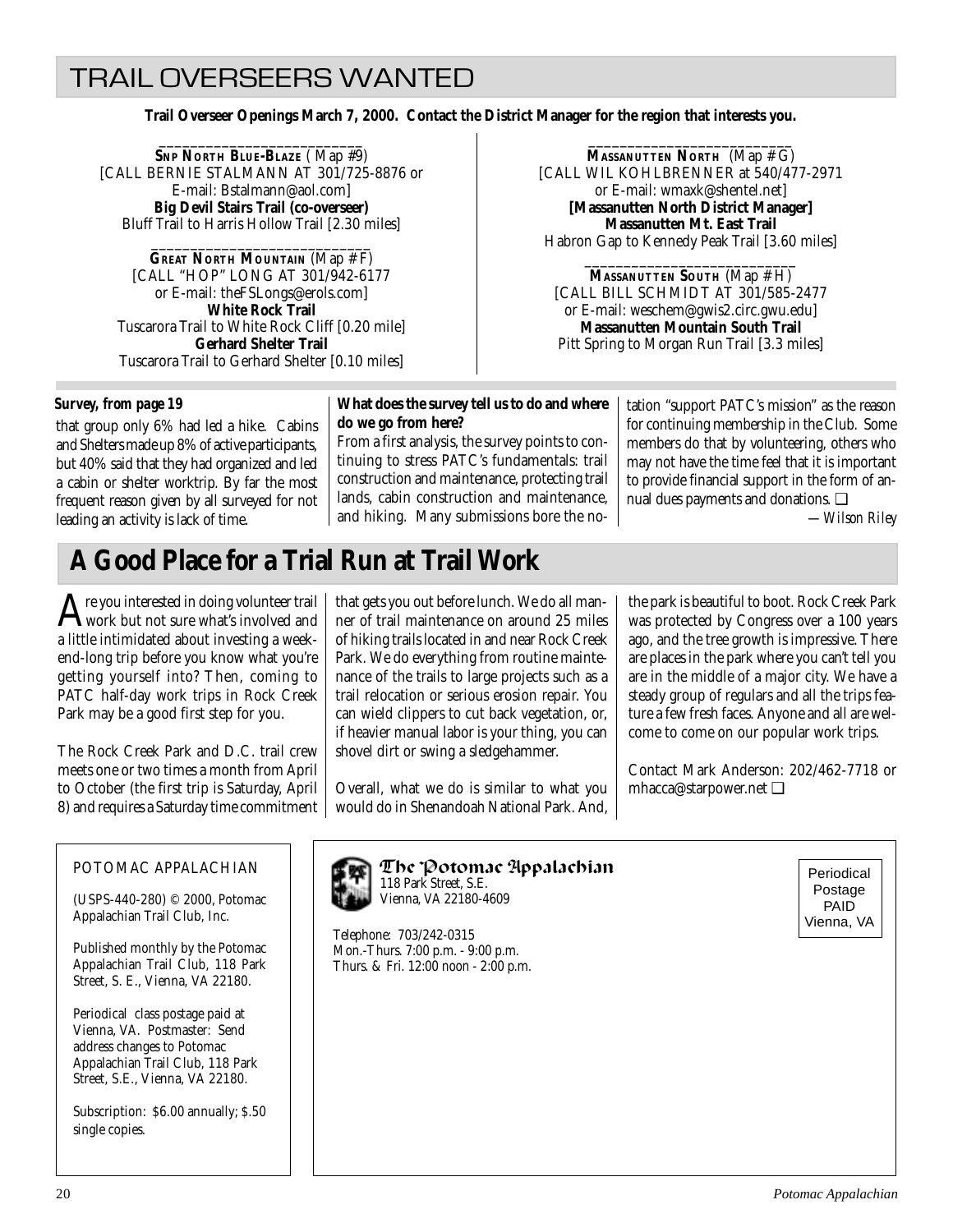# TRAIL OVERSEERS WANTED

**Trail Overseer Openings March 7, 2000. Contact the District Manager for the region that interests you.**

**SNP NORTH BLUE-BLAZE** (Map #9)
[CALL BERNIE STALMANN AT 301/725-8876 or E-mail: Bstalmann@aol.com]
**Big Devil Stairs Trail (co-overseer)**
Bluff Trail to Harris Hollow Trail [2.30 miles]

**GREAT NORTH MOUNTAIN** (Map # F)
[CALL "HOP" LONG AT 301/942-6177 or E-mail: theFSLongs@erols.com]
**White Rock Trail**
Tuscarora Trail to White Rock Cliff [0.20 mile]
**Gerhard Shelter Trail**
Tuscarora Trail to Gerhard Shelter [0.10 miles]

**MASSANUTTEN NORTH** (Map # G)
[CALL WIL KOHLBRENNER at 540/477-2971 or E-mail: wmaxk@shentel.net]
**[Massanutten North District Manager]**
**Massanutten Mt. East Trail**
Habron Gap to Kennedy Peak Trail [3.60 miles]

**MASSANUTTEN SOUTH** (Map # H)
[CALL BILL SCHMIDT AT 301/585-2477 or E-mail: weschem@gwis2.circ.gwu.edu]
**Massanutten Mountain South Trail**
Pitt Spring to Morgan Run Trail [3.3 miles]

***Survey, from page 19***

that group only 6% had led a hike. Cabins and Shelters made up 8% of active participants, but 40% said that they had organized and led a cabin or shelter worktrip. By far the most frequent reason given by all surveyed for not leading an activity is lack of time.

**What does the survey tell us to do and where do we go from here?**

From a first analysis, the survey points to continuing to stress PATC's fundamentals: trail construction and maintenance, protecting trail lands, cabin construction and maintenance, and hiking. Many submissions bore the notation "support PATC's mission" as the reason for continuing membership in the Club. Some members do that by volunteering, others who may not have the time feel that it is important to provide financial support in the form of annual dues payments and donations. ❑

*—Wilson Riley*

# A Good Place for a Trial Run at Trail Work

Are you interested in doing volunteer trail work but not sure what's involved and a little intimidated about investing a weekend-long trip before you know what you're getting yourself into? Then, coming to PATC half-day work trips in Rock Creek Park may be a good first step for you.

The Rock Creek Park and D.C. trail crew meets one or two times a month from April to October (the first trip is Saturday, April 8) and requires a Saturday time commitment that gets you out before lunch. We do all manner of trail maintenance on around 25 miles of hiking trails located in and near Rock Creek Park. We do everything from routine maintenance of the trails to large projects such as a trail relocation or serious erosion repair. You can wield clippers to cut back vegetation, or, if heavier manual labor is your thing, you can shovel dirt or swing a sledgehammer.

Overall, what we do is similar to what you would do in Shenandoah National Park. And, the park is beautiful to boot. Rock Creek Park was protected by Congress over a 100 years ago, and the tree growth is impressive. There are places in the park where you can't tell you are in the middle of a major city. We have a steady group of regulars and all the trips feature a few fresh faces. Anyone and all are welcome to come on our popular work trips.

Contact Mark Anderson: 202/462-7718 or mhacca@starpower.net ❑

POTOMAC APPALACHIAN

(USPS-440-280) © 2000, Potomac Appalachian Trail Club, Inc.

Published monthly by the Potomac Appalachian Trail Club, 118 Park Street, S. E., Vienna, VA 22180.

Periodical class postage paid at Vienna, VA. Postmaster: Send address changes to Potomac Appalachian Trail Club, 118 Park Street, S.E., Vienna, VA 22180.

Subscription: $6.00 annually; $.50 single copies.

**The Potomac Appalachian**
118 Park Street, S.E.
Vienna, VA 22180-4609

Telephone: 703/242-0315
Mon.-Thurs. 7:00 p.m. - 9:00 p.m.
Thurs. & Fri. 12:00 noon - 2:00 p.m.

Periodical Postage PAID Vienna, VA